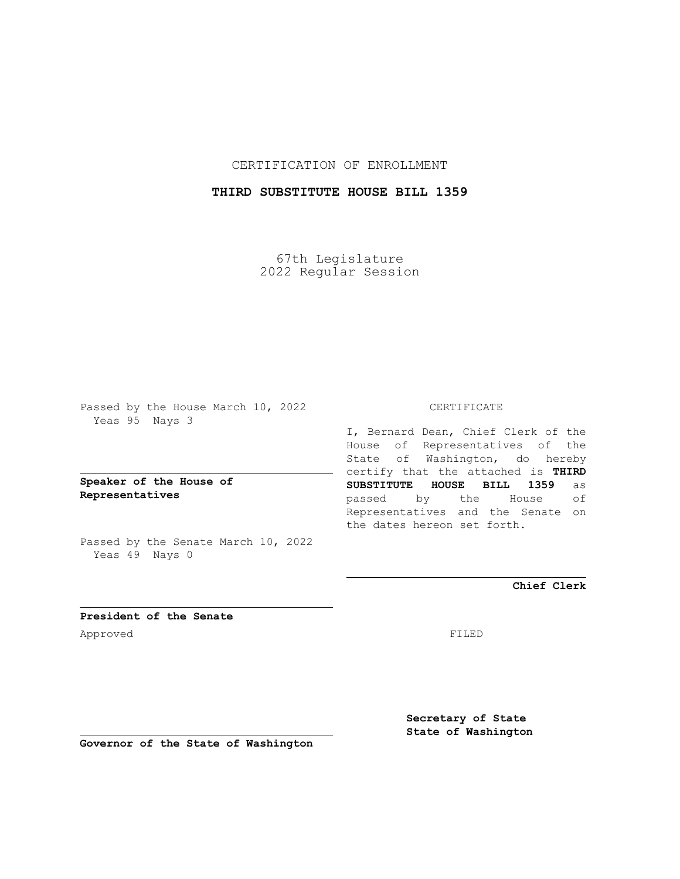CERTIFICATION OF ENROLLMENT

**THIRD SUBSTITUTE HOUSE BILL 1359**

67th Legislature
2022 Regular Session

Passed by the House March 10, 2022
Yeas 95 Nays 3

**Speaker of the House of Representatives**

Passed by the Senate March 10, 2022
Yeas 49 Nays 0

**President of the Senate**

Approved

**Governor of the State of Washington**

CERTIFICATE

I, Bernard Dean, Chief Clerk of the House of Representatives of the State of Washington, do hereby certify that the attached is **THIRD SUBSTITUTE HOUSE BILL 1359** as passed by the House of Representatives and the Senate on the dates hereon set forth.

**Chief Clerk**

FILED

**Secretary of State**
**State of Washington**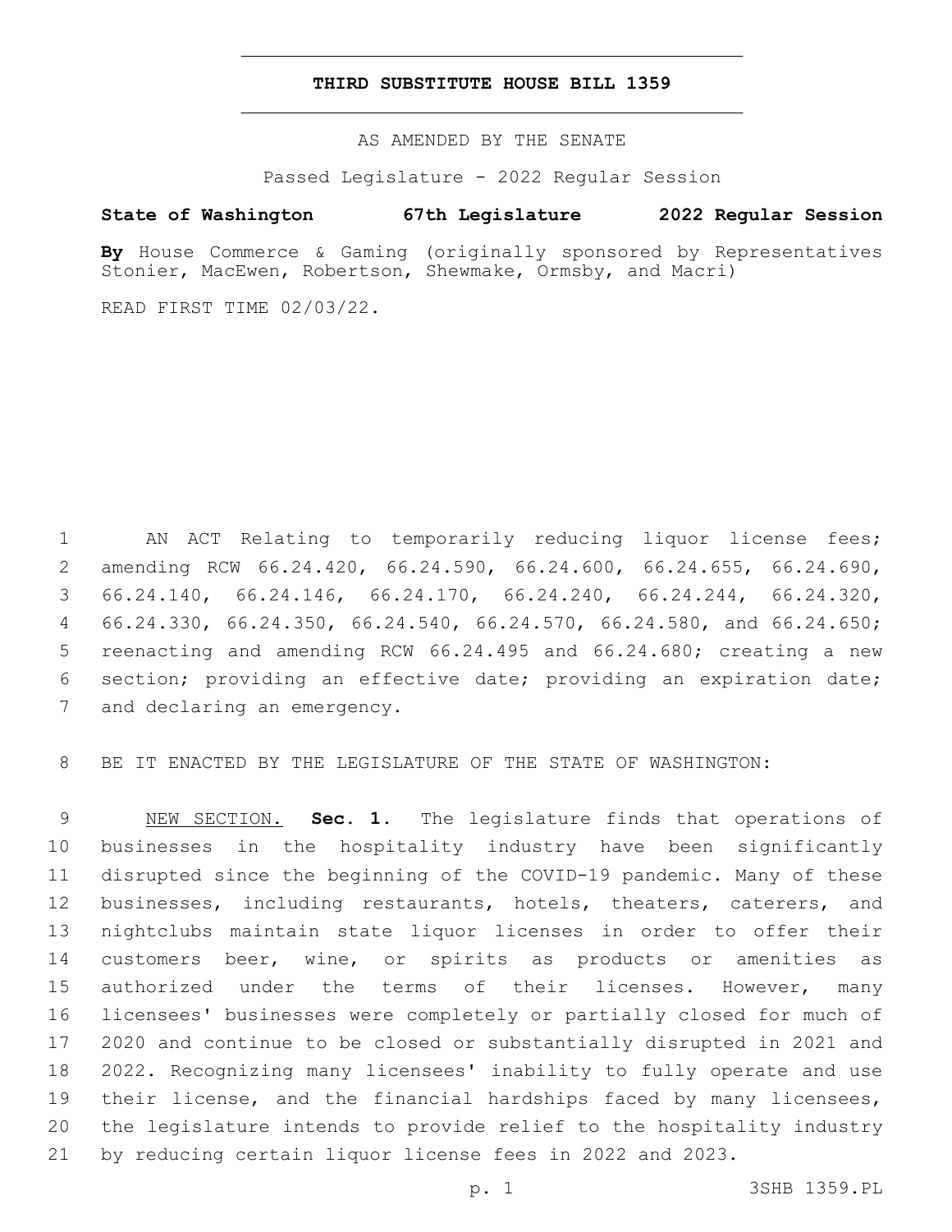# THIRD SUBSTITUTE HOUSE BILL 1359

AS AMENDED BY THE SENATE

Passed Legislature - 2022 Regular Session

**State of Washington 67th Legislature 2022 Regular Session**

**By** House Commerce & Gaming (originally sponsored by Representatives Stonier, MacEwen, Robertson, Shewmake, Ormsby, and Macri)

READ FIRST TIME 02/03/22.

AN ACT Relating to temporarily reducing liquor license fees; amending RCW 66.24.420, 66.24.590, 66.24.600, 66.24.655, 66.24.690, 66.24.140, 66.24.146, 66.24.170, 66.24.240, 66.24.244, 66.24.320, 66.24.330, 66.24.350, 66.24.540, 66.24.570, 66.24.580, and 66.24.650; reenacting and amending RCW 66.24.495 and 66.24.680; creating a new section; providing an effective date; providing an expiration date; and declaring an emergency.

BE IT ENACTED BY THE LEGISLATURE OF THE STATE OF WASHINGTON:

NEW SECTION. **Sec. 1.** The legislature finds that operations of businesses in the hospitality industry have been significantly disrupted since the beginning of the COVID-19 pandemic. Many of these businesses, including restaurants, hotels, theaters, caterers, and nightclubs maintain state liquor licenses in order to offer their customers beer, wine, or spirits as products or amenities as authorized under the terms of their licenses. However, many licensees' businesses were completely or partially closed for much of 2020 and continue to be closed or substantially disrupted in 2021 and 2022. Recognizing many licensees' inability to fully operate and use their license, and the financial hardships faced by many licensees, the legislature intends to provide relief to the hospitality industry by reducing certain liquor license fees in 2022 and 2023.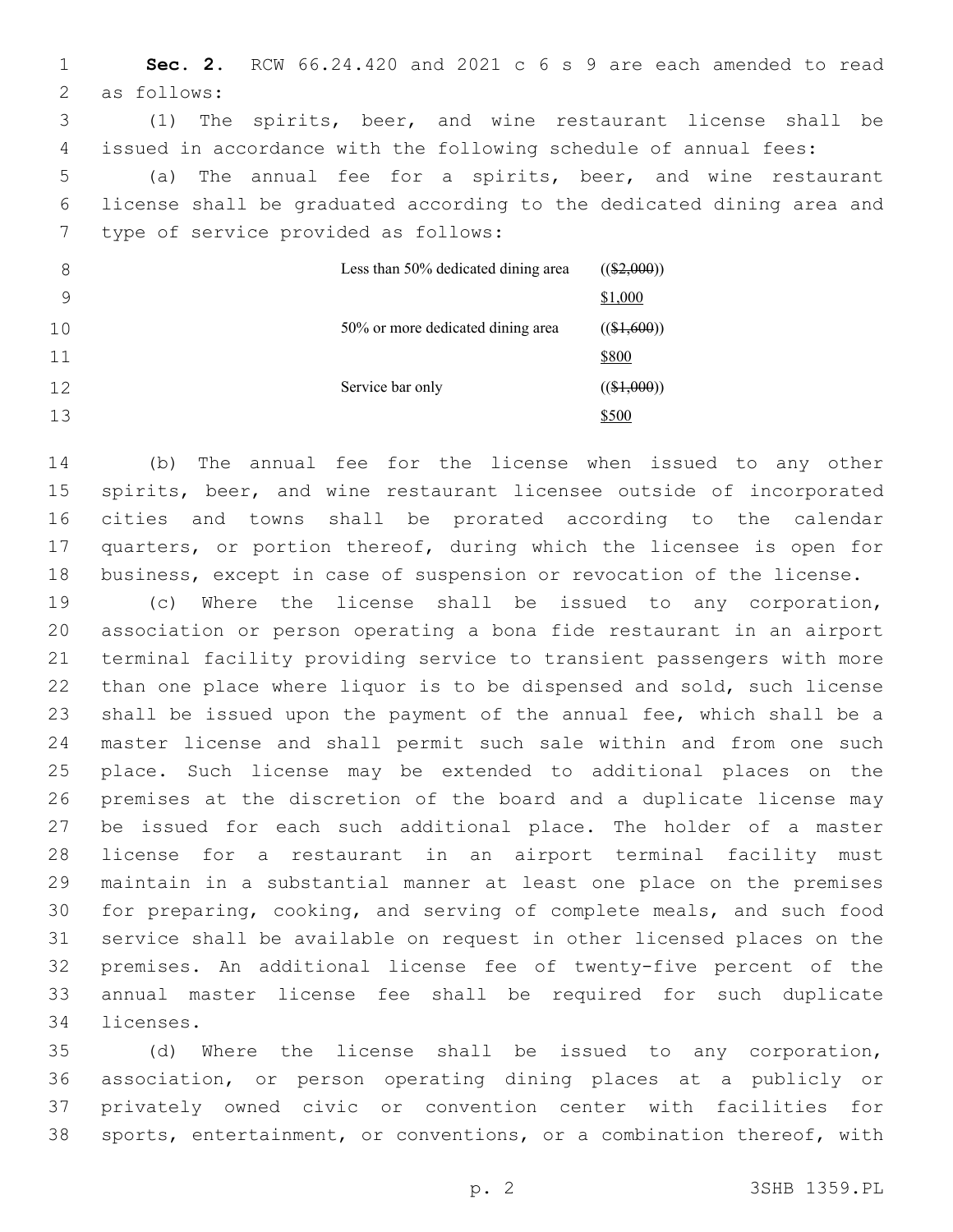**Sec. 2.** RCW 66.24.420 and 2021 c 6 s 9 are each amended to read as follows:

(1) The spirits, beer, and wine restaurant license shall be issued in accordance with the following schedule of annual fees:

(a) The annual fee for a spirits, beer, and wine restaurant license shall be graduated according to the dedicated dining area and type of service provided as follows:

| | |
|---|---|
| Less than 50% dedicated dining area | (($2,000)) $1,000 |
| 50% or more dedicated dining area | (($1,600)) $800 |
| Service bar only | (($1,000)) $500 |

(b) The annual fee for the license when issued to any other spirits, beer, and wine restaurant licensee outside of incorporated cities and towns shall be prorated according to the calendar quarters, or portion thereof, during which the licensee is open for business, except in case of suspension or revocation of the license.

(c) Where the license shall be issued to any corporation, association or person operating a bona fide restaurant in an airport terminal facility providing service to transient passengers with more than one place where liquor is to be dispensed and sold, such license shall be issued upon the payment of the annual fee, which shall be a master license and shall permit such sale within and from one such place. Such license may be extended to additional places on the premises at the discretion of the board and a duplicate license may be issued for each such additional place. The holder of a master license for a restaurant in an airport terminal facility must maintain in a substantial manner at least one place on the premises for preparing, cooking, and serving of complete meals, and such food service shall be available on request in other licensed places on the premises. An additional license fee of twenty-five percent of the annual master license fee shall be required for such duplicate licenses.

(d) Where the license shall be issued to any corporation, association, or person operating dining places at a publicly or privately owned civic or convention center with facilities for sports, entertainment, or conventions, or a combination thereof, with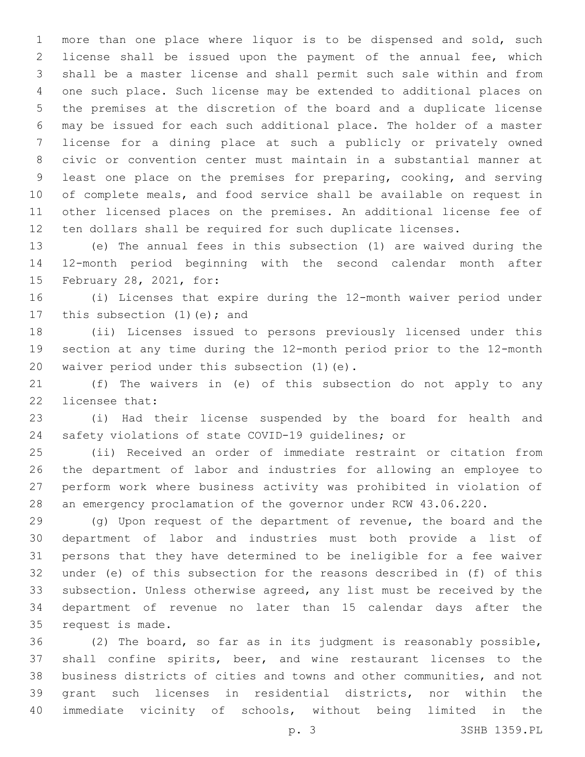more than one place where liquor is to be dispensed and sold, such license shall be issued upon the payment of the annual fee, which shall be a master license and shall permit such sale within and from one such place. Such license may be extended to additional places on the premises at the discretion of the board and a duplicate license may be issued for each such additional place. The holder of a master license for a dining place at such a publicly or privately owned civic or convention center must maintain in a substantial manner at least one place on the premises for preparing, cooking, and serving of complete meals, and food service shall be available on request in other licensed places on the premises. An additional license fee of ten dollars shall be required for such duplicate licenses.

(e) The annual fees in this subsection (1) are waived during the 12-month period beginning with the second calendar month after February 28, 2021, for:

(i) Licenses that expire during the 12-month waiver period under this subsection (1)(e); and

(ii) Licenses issued to persons previously licensed under this section at any time during the 12-month period prior to the 12-month waiver period under this subsection (1)(e).

(f) The waivers in (e) of this subsection do not apply to any licensee that:

(i) Had their license suspended by the board for health and safety violations of state COVID-19 guidelines; or

(ii) Received an order of immediate restraint or citation from the department of labor and industries for allowing an employee to perform work where business activity was prohibited in violation of an emergency proclamation of the governor under RCW 43.06.220.

(g) Upon request of the department of revenue, the board and the department of labor and industries must both provide a list of persons that they have determined to be ineligible for a fee waiver under (e) of this subsection for the reasons described in (f) of this subsection. Unless otherwise agreed, any list must be received by the department of revenue no later than 15 calendar days after the request is made.

(2) The board, so far as in its judgment is reasonably possible, shall confine spirits, beer, and wine restaurant licenses to the business districts of cities and towns and other communities, and not grant such licenses in residential districts, nor within the immediate vicinity of schools, without being limited in the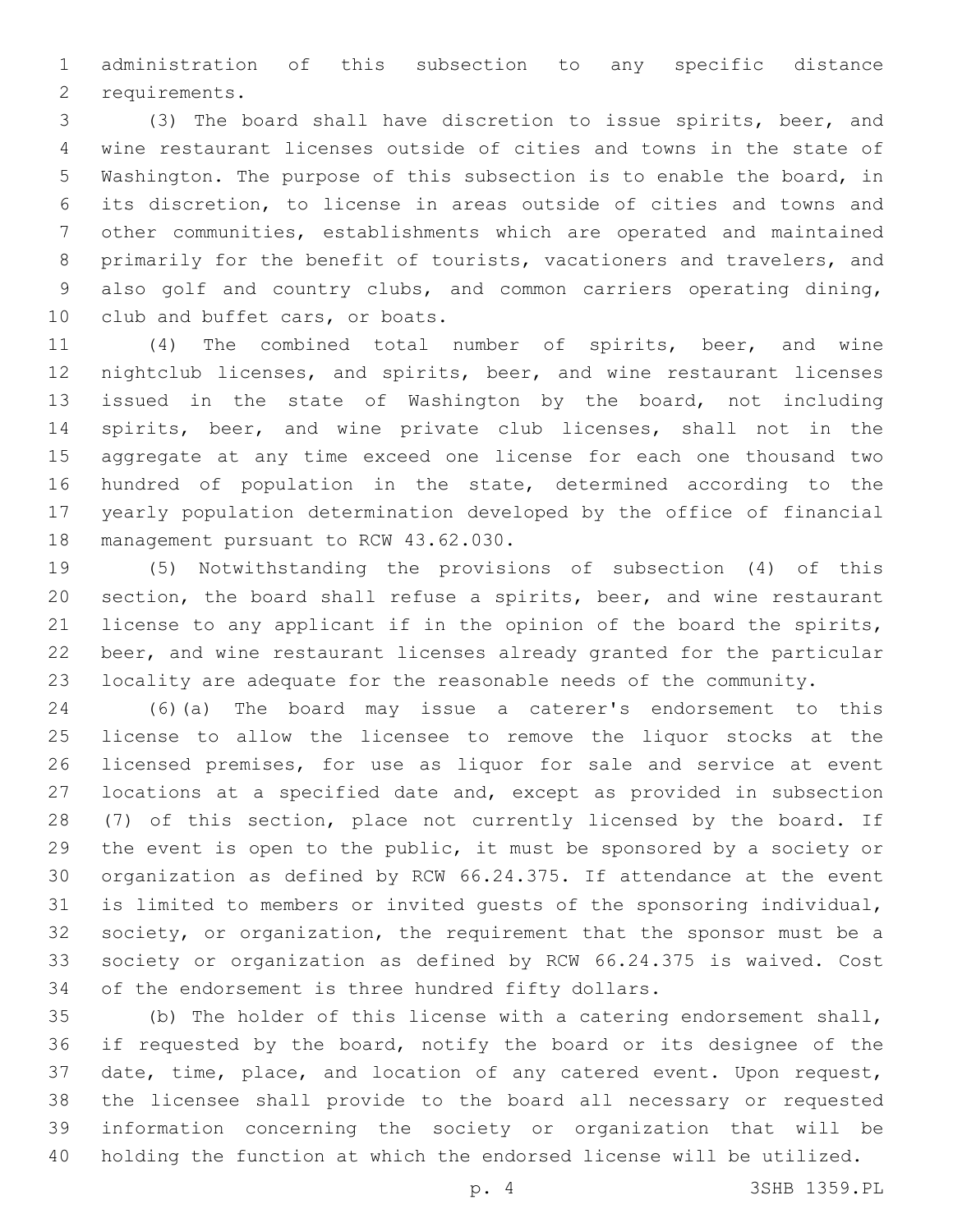administration of this subsection to any specific distance requirements.

(3) The board shall have discretion to issue spirits, beer, and wine restaurant licenses outside of cities and towns in the state of Washington. The purpose of this subsection is to enable the board, in its discretion, to license in areas outside of cities and towns and other communities, establishments which are operated and maintained primarily for the benefit of tourists, vacationers and travelers, and also golf and country clubs, and common carriers operating dining, club and buffet cars, or boats.

(4) The combined total number of spirits, beer, and wine nightclub licenses, and spirits, beer, and wine restaurant licenses issued in the state of Washington by the board, not including spirits, beer, and wine private club licenses, shall not in the aggregate at any time exceed one license for each one thousand two hundred of population in the state, determined according to the yearly population determination developed by the office of financial management pursuant to RCW 43.62.030.

(5) Notwithstanding the provisions of subsection (4) of this section, the board shall refuse a spirits, beer, and wine restaurant license to any applicant if in the opinion of the board the spirits, beer, and wine restaurant licenses already granted for the particular locality are adequate for the reasonable needs of the community.

(6)(a) The board may issue a caterer's endorsement to this license to allow the licensee to remove the liquor stocks at the licensed premises, for use as liquor for sale and service at event locations at a specified date and, except as provided in subsection (7) of this section, place not currently licensed by the board. If the event is open to the public, it must be sponsored by a society or organization as defined by RCW 66.24.375. If attendance at the event is limited to members or invited guests of the sponsoring individual, society, or organization, the requirement that the sponsor must be a society or organization as defined by RCW 66.24.375 is waived. Cost of the endorsement is three hundred fifty dollars.

(b) The holder of this license with a catering endorsement shall, if requested by the board, notify the board or its designee of the date, time, place, and location of any catered event. Upon request, the licensee shall provide to the board all necessary or requested information concerning the society or organization that will be holding the function at which the endorsed license will be utilized.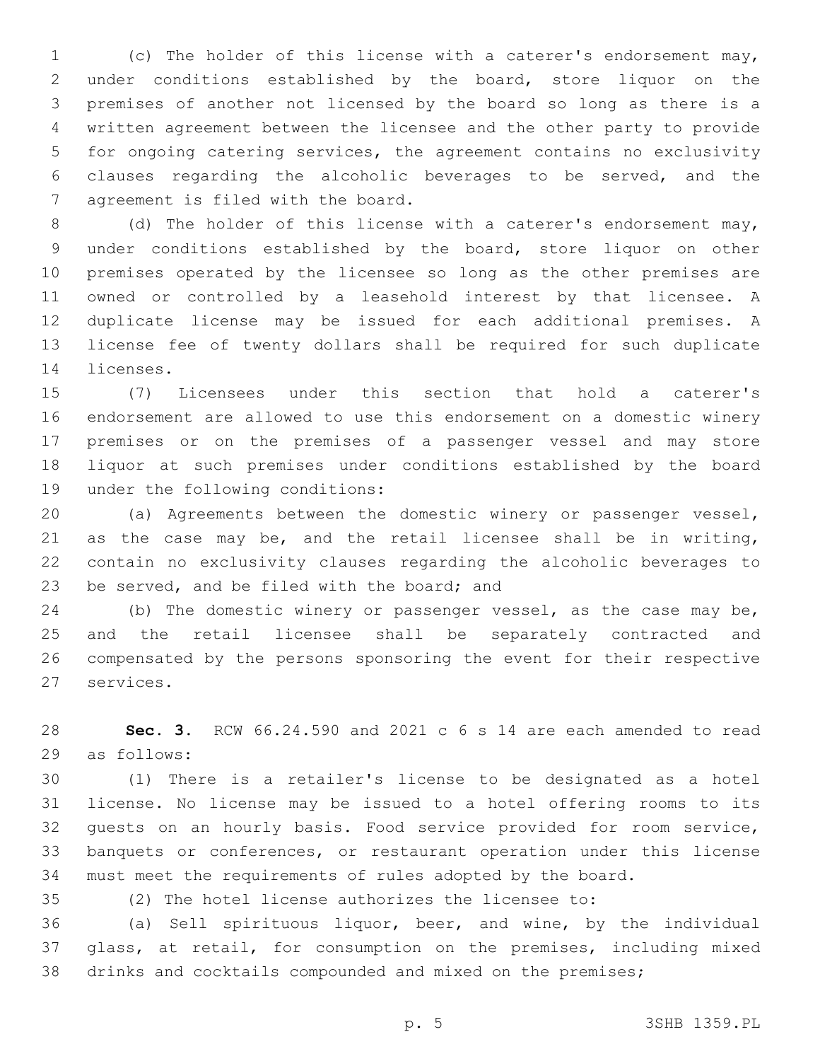(c) The holder of this license with a caterer's endorsement may, under conditions established by the board, store liquor on the premises of another not licensed by the board so long as there is a written agreement between the licensee and the other party to provide for ongoing catering services, the agreement contains no exclusivity clauses regarding the alcoholic beverages to be served, and the agreement is filed with the board.

(d) The holder of this license with a caterer's endorsement may, under conditions established by the board, store liquor on other premises operated by the licensee so long as the other premises are owned or controlled by a leasehold interest by that licensee. A duplicate license may be issued for each additional premises. A license fee of twenty dollars shall be required for such duplicate licenses.

(7) Licensees under this section that hold a caterer's endorsement are allowed to use this endorsement on a domestic winery premises or on the premises of a passenger vessel and may store liquor at such premises under conditions established by the board under the following conditions:

(a) Agreements between the domestic winery or passenger vessel, as the case may be, and the retail licensee shall be in writing, contain no exclusivity clauses regarding the alcoholic beverages to be served, and be filed with the board; and

(b) The domestic winery or passenger vessel, as the case may be, and the retail licensee shall be separately contracted and compensated by the persons sponsoring the event for their respective services.

**Sec. 3.** RCW 66.24.590 and 2021 c 6 s 14 are each amended to read as follows:

(1) There is a retailer's license to be designated as a hotel license. No license may be issued to a hotel offering rooms to its guests on an hourly basis. Food service provided for room service, banquets or conferences, or restaurant operation under this license must meet the requirements of rules adopted by the board.

(2) The hotel license authorizes the licensee to:

(a) Sell spirituous liquor, beer, and wine, by the individual glass, at retail, for consumption on the premises, including mixed drinks and cocktails compounded and mixed on the premises;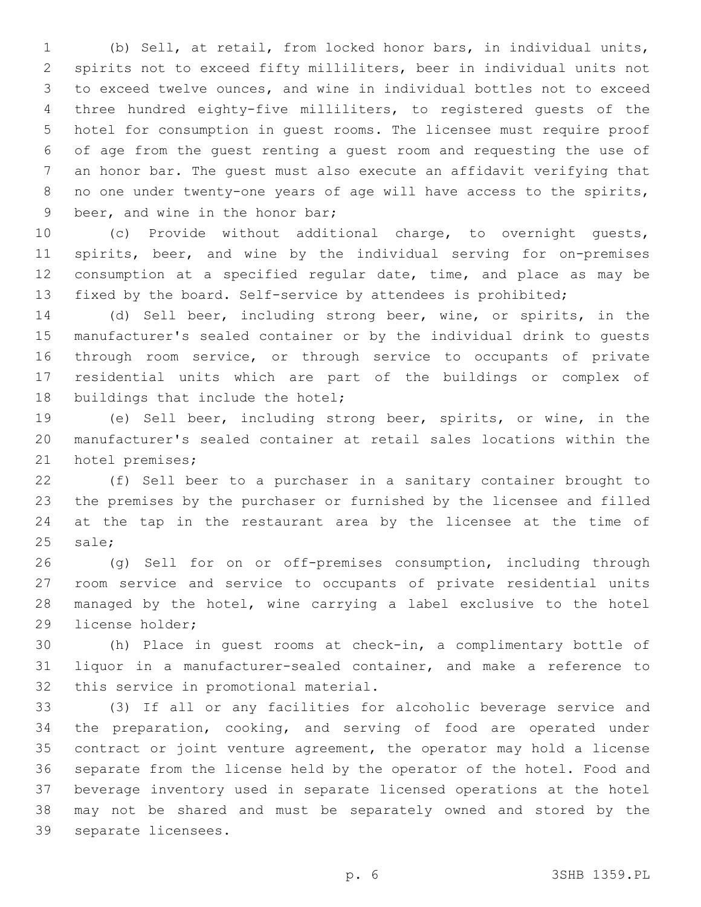(b) Sell, at retail, from locked honor bars, in individual units, spirits not to exceed fifty milliliters, beer in individual units not to exceed twelve ounces, and wine in individual bottles not to exceed three hundred eighty-five milliliters, to registered guests of the hotel for consumption in guest rooms. The licensee must require proof of age from the guest renting a guest room and requesting the use of an honor bar. The guest must also execute an affidavit verifying that no one under twenty-one years of age will have access to the spirits, beer, and wine in the honor bar;

(c) Provide without additional charge, to overnight guests, spirits, beer, and wine by the individual serving for on-premises consumption at a specified regular date, time, and place as may be fixed by the board. Self-service by attendees is prohibited;

(d) Sell beer, including strong beer, wine, or spirits, in the manufacturer's sealed container or by the individual drink to guests through room service, or through service to occupants of private residential units which are part of the buildings or complex of buildings that include the hotel;

(e) Sell beer, including strong beer, spirits, or wine, in the manufacturer's sealed container at retail sales locations within the hotel premises;

(f) Sell beer to a purchaser in a sanitary container brought to the premises by the purchaser or furnished by the licensee and filled at the tap in the restaurant area by the licensee at the time of sale;

(g) Sell for on or off-premises consumption, including through room service and service to occupants of private residential units managed by the hotel, wine carrying a label exclusive to the hotel license holder;

(h) Place in guest rooms at check-in, a complimentary bottle of liquor in a manufacturer-sealed container, and make a reference to this service in promotional material.

(3) If all or any facilities for alcoholic beverage service and the preparation, cooking, and serving of food are operated under contract or joint venture agreement, the operator may hold a license separate from the license held by the operator of the hotel. Food and beverage inventory used in separate licensed operations at the hotel may not be shared and must be separately owned and stored by the separate licensees.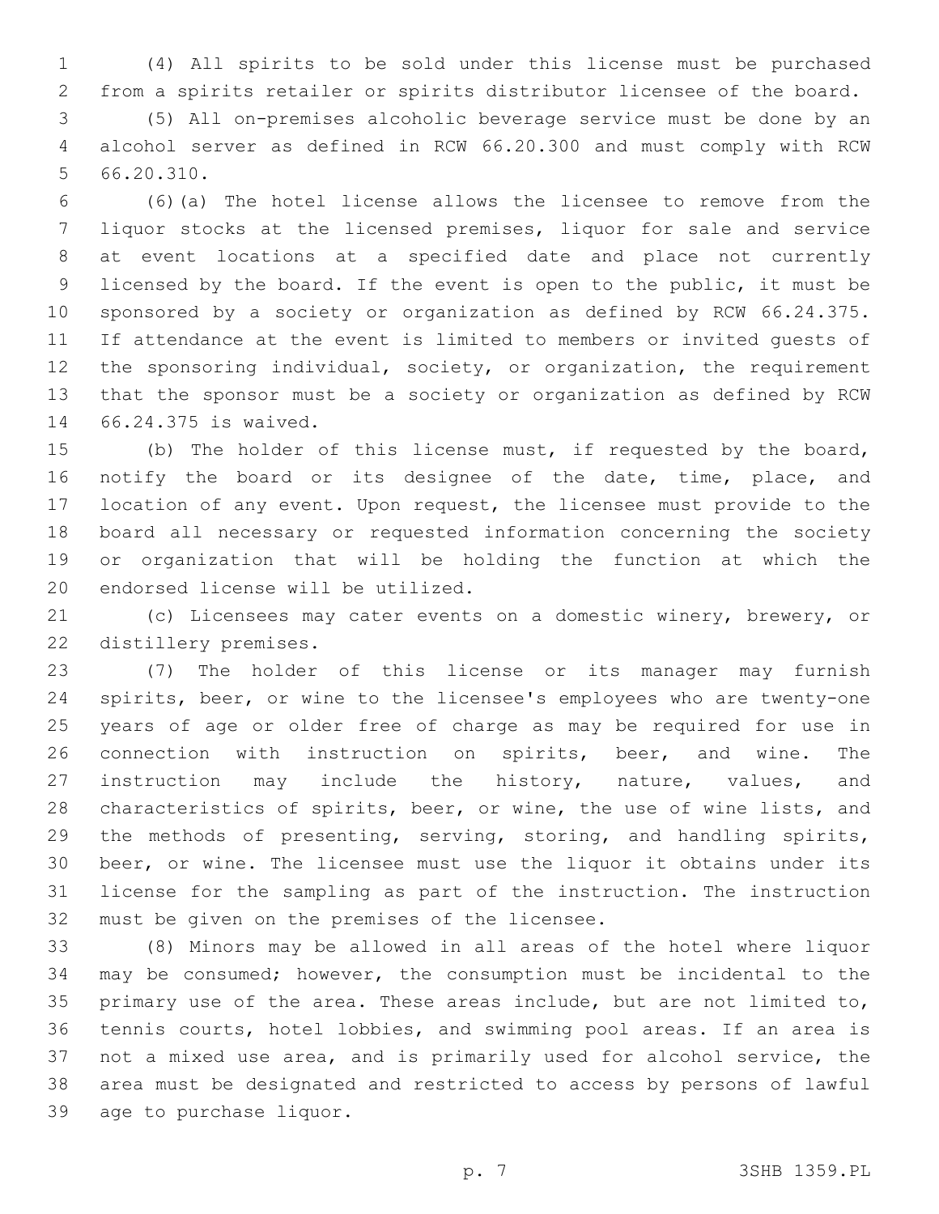(4) All spirits to be sold under this license must be purchased from a spirits retailer or spirits distributor licensee of the board.

(5) All on-premises alcoholic beverage service must be done by an alcohol server as defined in RCW 66.20.300 and must comply with RCW 66.20.310.

(6)(a) The hotel license allows the licensee to remove from the liquor stocks at the licensed premises, liquor for sale and service at event locations at a specified date and place not currently licensed by the board. If the event is open to the public, it must be sponsored by a society or organization as defined by RCW 66.24.375. If attendance at the event is limited to members or invited guests of the sponsoring individual, society, or organization, the requirement that the sponsor must be a society or organization as defined by RCW 66.24.375 is waived.

(b) The holder of this license must, if requested by the board, notify the board or its designee of the date, time, place, and location of any event. Upon request, the licensee must provide to the board all necessary or requested information concerning the society or organization that will be holding the function at which the endorsed license will be utilized.

(c) Licensees may cater events on a domestic winery, brewery, or distillery premises.

(7) The holder of this license or its manager may furnish spirits, beer, or wine to the licensee's employees who are twenty-one years of age or older free of charge as may be required for use in connection with instruction on spirits, beer, and wine. The instruction may include the history, nature, values, and characteristics of spirits, beer, or wine, the use of wine lists, and the methods of presenting, serving, storing, and handling spirits, beer, or wine. The licensee must use the liquor it obtains under its license for the sampling as part of the instruction. The instruction must be given on the premises of the licensee.

(8) Minors may be allowed in all areas of the hotel where liquor may be consumed; however, the consumption must be incidental to the primary use of the area. These areas include, but are not limited to, tennis courts, hotel lobbies, and swimming pool areas. If an area is not a mixed use area, and is primarily used for alcohol service, the area must be designated and restricted to access by persons of lawful age to purchase liquor.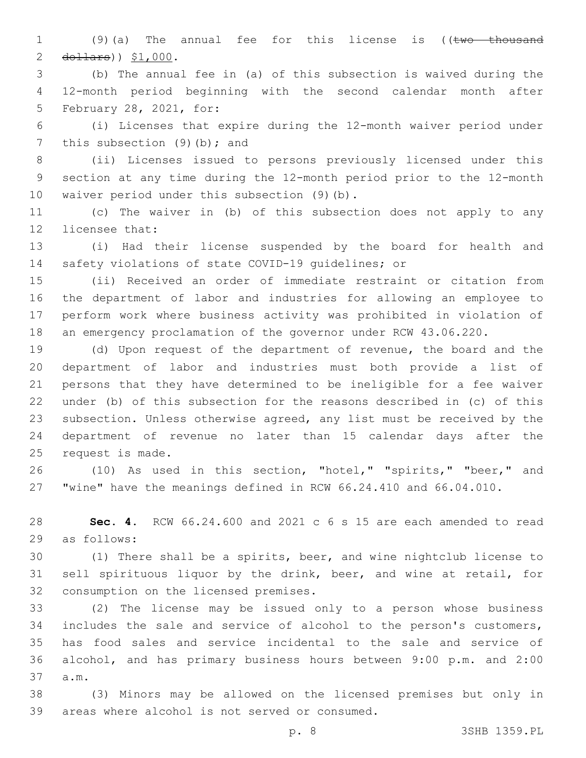(9)(a) The annual fee for this license is ((~~two thousand dollars~~)) <u>$1,000</u>.

(b) The annual fee in (a) of this subsection is waived during the 12-month period beginning with the second calendar month after February 28, 2021, for:

(i) Licenses that expire during the 12-month waiver period under this subsection (9)(b); and

(ii) Licenses issued to persons previously licensed under this section at any time during the 12-month period prior to the 12-month waiver period under this subsection (9)(b).

(c) The waiver in (b) of this subsection does not apply to any licensee that:

(i) Had their license suspended by the board for health and safety violations of state COVID-19 guidelines; or

(ii) Received an order of immediate restraint or citation from the department of labor and industries for allowing an employee to perform work where business activity was prohibited in violation of an emergency proclamation of the governor under RCW 43.06.220.

(d) Upon request of the department of revenue, the board and the department of labor and industries must both provide a list of persons that they have determined to be ineligible for a fee waiver under (b) of this subsection for the reasons described in (c) of this subsection. Unless otherwise agreed, any list must be received by the department of revenue no later than 15 calendar days after the request is made.

(10) As used in this section, "hotel," "spirits," "beer," and "wine" have the meanings defined in RCW 66.24.410 and 66.04.010.

**Sec. 4.** RCW 66.24.600 and 2021 c 6 s 15 are each amended to read as follows:

(1) There shall be a spirits, beer, and wine nightclub license to sell spirituous liquor by the drink, beer, and wine at retail, for consumption on the licensed premises.

(2) The license may be issued only to a person whose business includes the sale and service of alcohol to the person's customers, has food sales and service incidental to the sale and service of alcohol, and has primary business hours between 9:00 p.m. and 2:00 a.m.

(3) Minors may be allowed on the licensed premises but only in areas where alcohol is not served or consumed.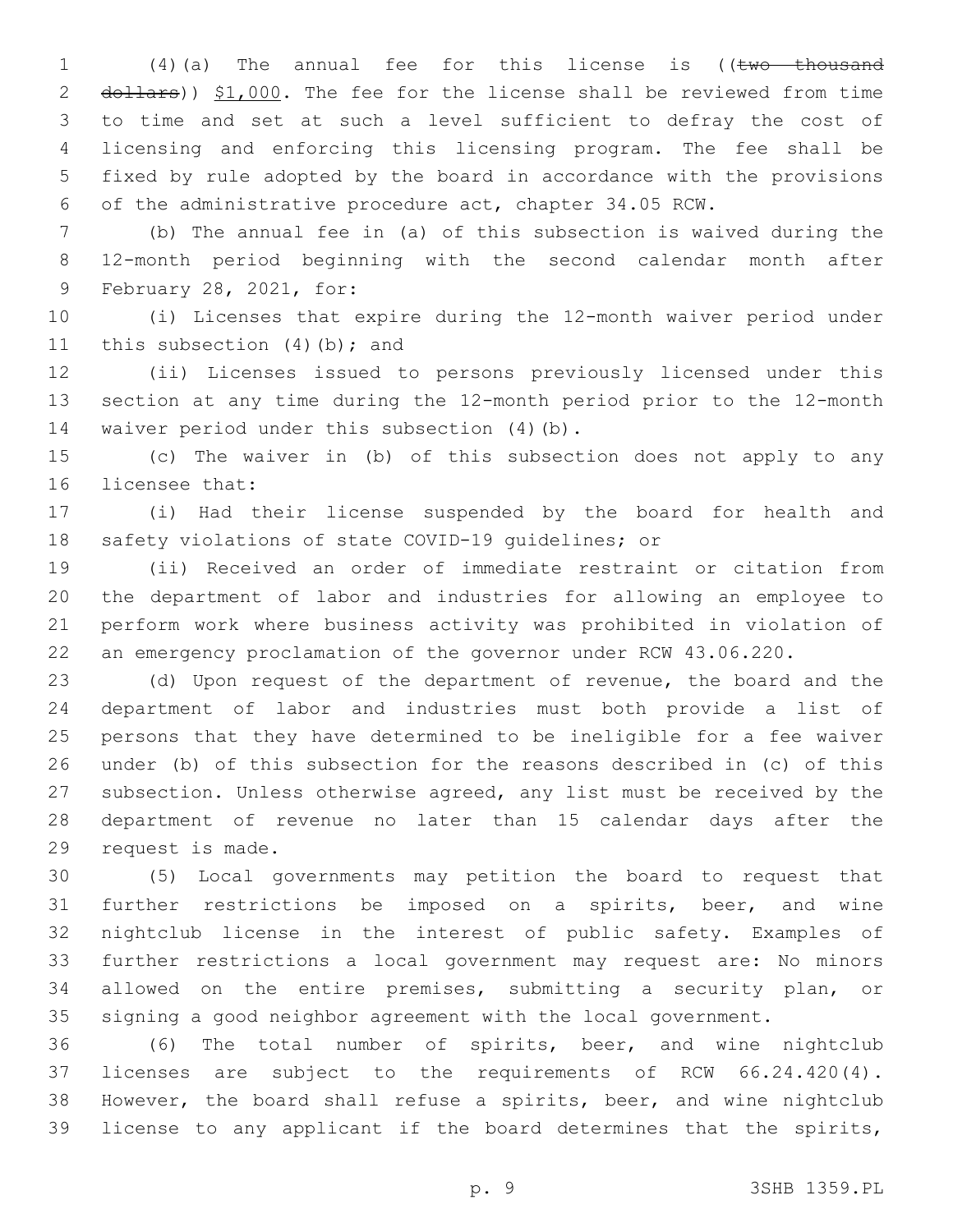(4)(a) The annual fee for this license is ((~~two thousand dollars~~)) <u>$1,000</u>. The fee for the license shall be reviewed from time to time and set at such a level sufficient to defray the cost of licensing and enforcing this licensing program. The fee shall be fixed by rule adopted by the board in accordance with the provisions of the administrative procedure act, chapter 34.05 RCW.

(b) The annual fee in (a) of this subsection is waived during the 12-month period beginning with the second calendar month after February 28, 2021, for:

(i) Licenses that expire during the 12-month waiver period under this subsection (4)(b); and

(ii) Licenses issued to persons previously licensed under this section at any time during the 12-month period prior to the 12-month waiver period under this subsection (4)(b).

(c) The waiver in (b) of this subsection does not apply to any licensee that:

(i) Had their license suspended by the board for health and safety violations of state COVID-19 guidelines; or

(ii) Received an order of immediate restraint or citation from the department of labor and industries for allowing an employee to perform work where business activity was prohibited in violation of an emergency proclamation of the governor under RCW 43.06.220.

(d) Upon request of the department of revenue, the board and the department of labor and industries must both provide a list of persons that they have determined to be ineligible for a fee waiver under (b) of this subsection for the reasons described in (c) of this subsection. Unless otherwise agreed, any list must be received by the department of revenue no later than 15 calendar days after the request is made.

(5) Local governments may petition the board to request that further restrictions be imposed on a spirits, beer, and wine nightclub license in the interest of public safety. Examples of further restrictions a local government may request are: No minors allowed on the entire premises, submitting a security plan, or signing a good neighbor agreement with the local government.

(6) The total number of spirits, beer, and wine nightclub licenses are subject to the requirements of RCW 66.24.420(4). However, the board shall refuse a spirits, beer, and wine nightclub license to any applicant if the board determines that the spirits,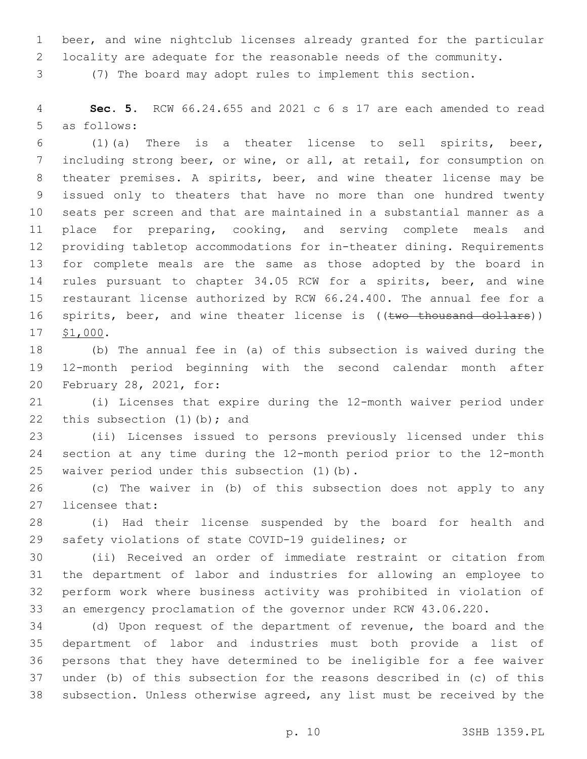beer, and wine nightclub licenses already granted for the particular locality are adequate for the reasonable needs of the community.

(7) The board may adopt rules to implement this section.

**Sec. 5.** RCW 66.24.655 and 2021 c 6 s 17 are each amended to read as follows:

(1)(a) There is a theater license to sell spirits, beer, including strong beer, or wine, or all, at retail, for consumption on theater premises. A spirits, beer, and wine theater license may be issued only to theaters that have no more than one hundred twenty seats per screen and that are maintained in a substantial manner as a place for preparing, cooking, and serving complete meals and providing tabletop accommodations for in-theater dining. Requirements for complete meals are the same as those adopted by the board in rules pursuant to chapter 34.05 RCW for a spirits, beer, and wine restaurant license authorized by RCW 66.24.400. The annual fee for a spirits, beer, and wine theater license is ((~~two thousand dollars~~)) <u>$1,000</u>.

(b) The annual fee in (a) of this subsection is waived during the 12-month period beginning with the second calendar month after February 28, 2021, for:

(i) Licenses that expire during the 12-month waiver period under this subsection (1)(b); and

(ii) Licenses issued to persons previously licensed under this section at any time during the 12-month period prior to the 12-month waiver period under this subsection (1)(b).

(c) The waiver in (b) of this subsection does not apply to any licensee that:

(i) Had their license suspended by the board for health and safety violations of state COVID-19 guidelines; or

(ii) Received an order of immediate restraint or citation from the department of labor and industries for allowing an employee to perform work where business activity was prohibited in violation of an emergency proclamation of the governor under RCW 43.06.220.

(d) Upon request of the department of revenue, the board and the department of labor and industries must both provide a list of persons that they have determined to be ineligible for a fee waiver under (b) of this subsection for the reasons described in (c) of this subsection. Unless otherwise agreed, any list must be received by the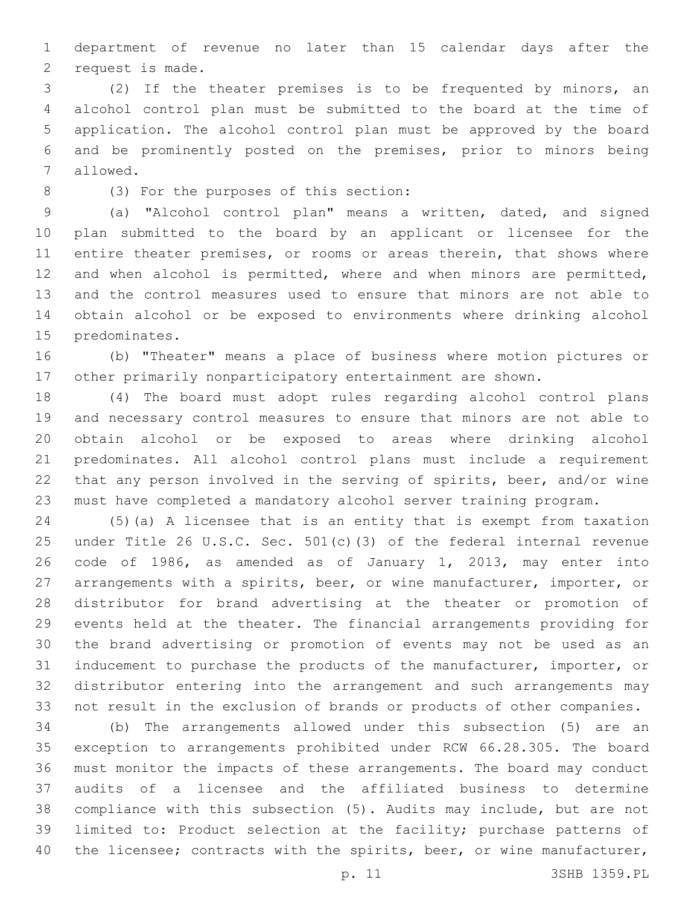department of revenue no later than 15 calendar days after the request is made.

(2) If the theater premises is to be frequented by minors, an alcohol control plan must be submitted to the board at the time of application. The alcohol control plan must be approved by the board and be prominently posted on the premises, prior to minors being allowed.

(3) For the purposes of this section:

(a) "Alcohol control plan" means a written, dated, and signed plan submitted to the board by an applicant or licensee for the entire theater premises, or rooms or areas therein, that shows where and when alcohol is permitted, where and when minors are permitted, and the control measures used to ensure that minors are not able to obtain alcohol or be exposed to environments where drinking alcohol predominates.

(b) "Theater" means a place of business where motion pictures or other primarily nonparticipatory entertainment are shown.

(4) The board must adopt rules regarding alcohol control plans and necessary control measures to ensure that minors are not able to obtain alcohol or be exposed to areas where drinking alcohol predominates. All alcohol control plans must include a requirement that any person involved in the serving of spirits, beer, and/or wine must have completed a mandatory alcohol server training program.

(5)(a) A licensee that is an entity that is exempt from taxation under Title 26 U.S.C. Sec. 501(c)(3) of the federal internal revenue code of 1986, as amended as of January 1, 2013, may enter into arrangements with a spirits, beer, or wine manufacturer, importer, or distributor for brand advertising at the theater or promotion of events held at the theater. The financial arrangements providing for the brand advertising or promotion of events may not be used as an inducement to purchase the products of the manufacturer, importer, or distributor entering into the arrangement and such arrangements may not result in the exclusion of brands or products of other companies.

(b) The arrangements allowed under this subsection (5) are an exception to arrangements prohibited under RCW 66.28.305. The board must monitor the impacts of these arrangements. The board may conduct audits of a licensee and the affiliated business to determine compliance with this subsection (5). Audits may include, but are not limited to: Product selection at the facility; purchase patterns of the licensee; contracts with the spirits, beer, or wine manufacturer,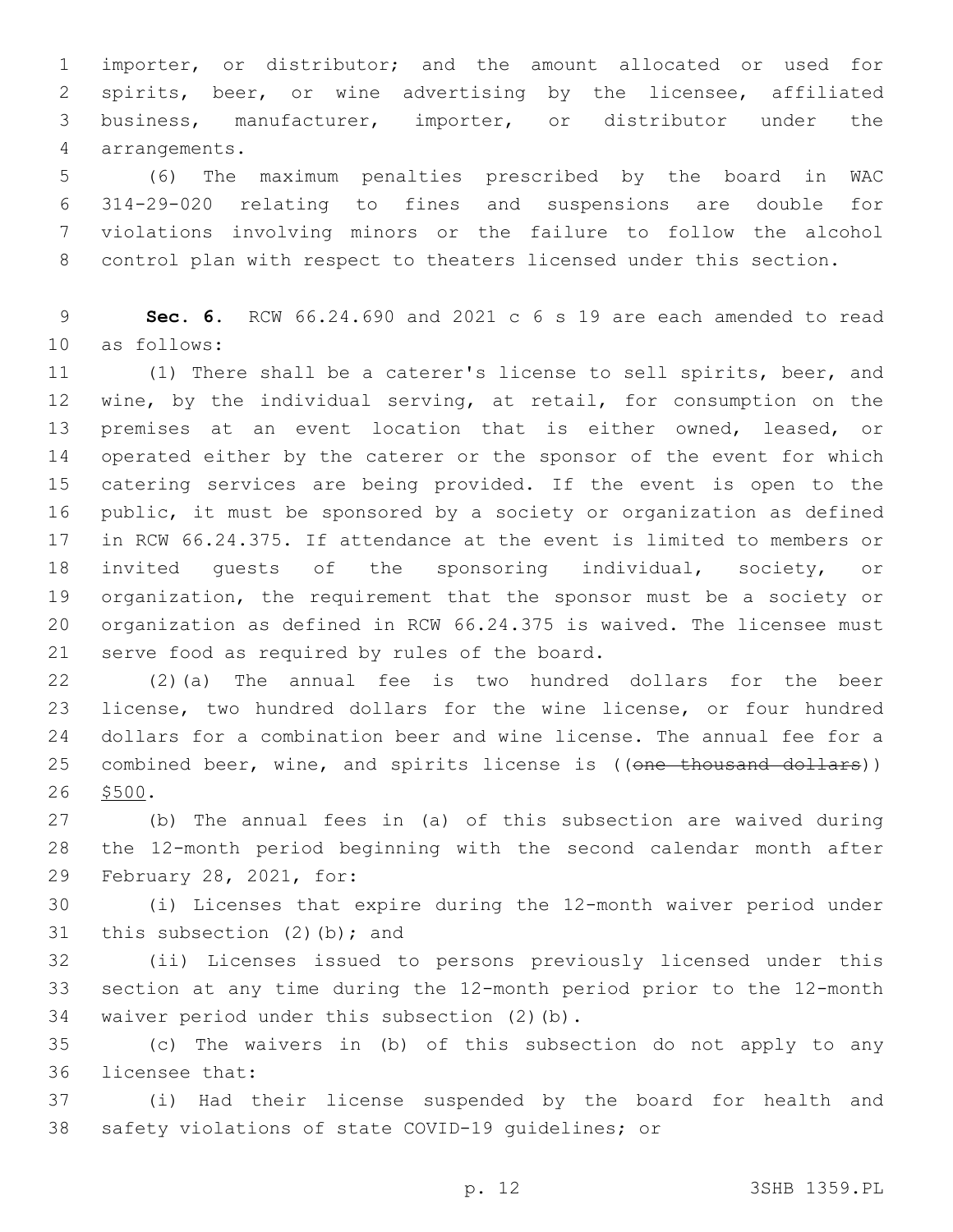importer, or distributor; and the amount allocated or used for spirits, beer, or wine advertising by the licensee, affiliated business, manufacturer, importer, or distributor under the arrangements.

(6) The maximum penalties prescribed by the board in WAC 314-29-020 relating to fines and suspensions are double for violations involving minors or the failure to follow the alcohol control plan with respect to theaters licensed under this section.

**Sec. 6.** RCW 66.24.690 and 2021 c 6 s 19 are each amended to read as follows:

(1) There shall be a caterer's license to sell spirits, beer, and wine, by the individual serving, at retail, for consumption on the premises at an event location that is either owned, leased, or operated either by the caterer or the sponsor of the event for which catering services are being provided. If the event is open to the public, it must be sponsored by a society or organization as defined in RCW 66.24.375. If attendance at the event is limited to members or invited guests of the sponsoring individual, society, or organization, the requirement that the sponsor must be a society or organization as defined in RCW 66.24.375 is waived. The licensee must serve food as required by rules of the board.

(2)(a) The annual fee is two hundred dollars for the beer license, two hundred dollars for the wine license, or four hundred dollars for a combination beer and wine license. The annual fee for a combined beer, wine, and spirits license is ((~~one thousand dollars~~)) <u>$500</u>.

(b) The annual fees in (a) of this subsection are waived during the 12-month period beginning with the second calendar month after February 28, 2021, for:

(i) Licenses that expire during the 12-month waiver period under this subsection (2)(b); and

(ii) Licenses issued to persons previously licensed under this section at any time during the 12-month period prior to the 12-month waiver period under this subsection (2)(b).

(c) The waivers in (b) of this subsection do not apply to any licensee that:

(i) Had their license suspended by the board for health and safety violations of state COVID-19 guidelines; or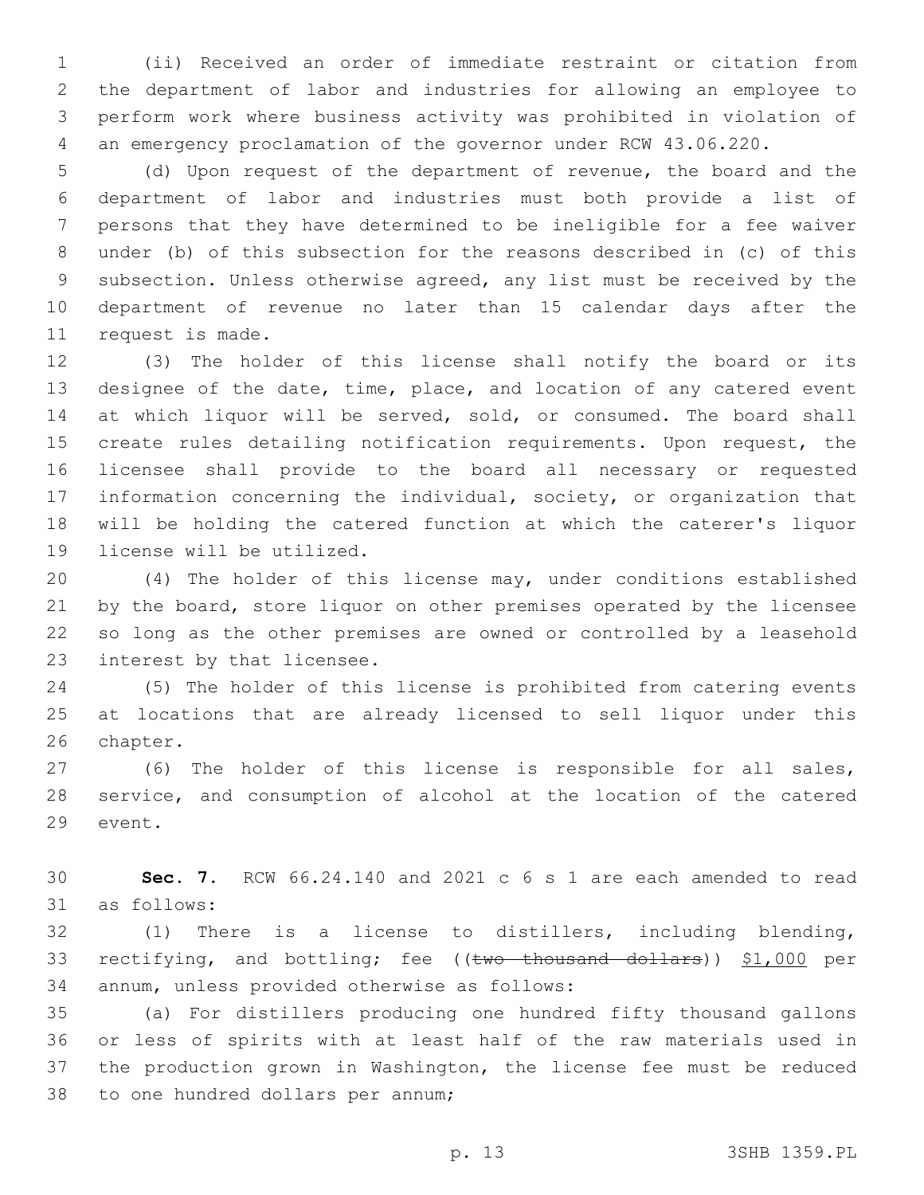(ii) Received an order of immediate restraint or citation from the department of labor and industries for allowing an employee to perform work where business activity was prohibited in violation of an emergency proclamation of the governor under RCW 43.06.220.

(d) Upon request of the department of revenue, the board and the department of labor and industries must both provide a list of persons that they have determined to be ineligible for a fee waiver under (b) of this subsection for the reasons described in (c) of this subsection. Unless otherwise agreed, any list must be received by the department of revenue no later than 15 calendar days after the request is made.

(3) The holder of this license shall notify the board or its designee of the date, time, place, and location of any catered event at which liquor will be served, sold, or consumed. The board shall create rules detailing notification requirements. Upon request, the licensee shall provide to the board all necessary or requested information concerning the individual, society, or organization that will be holding the catered function at which the caterer's liquor license will be utilized.

(4) The holder of this license may, under conditions established by the board, store liquor on other premises operated by the licensee so long as the other premises are owned or controlled by a leasehold interest by that licensee.

(5) The holder of this license is prohibited from catering events at locations that are already licensed to sell liquor under this chapter.

(6) The holder of this license is responsible for all sales, service, and consumption of alcohol at the location of the catered event.

**Sec. 7.** RCW 66.24.140 and 2021 c 6 s 1 are each amended to read as follows:

(1) There is a license to distillers, including blending, rectifying, and bottling; fee ((~~two thousand dollars~~)) <u>$1,000</u> per annum, unless provided otherwise as follows:

(a) For distillers producing one hundred fifty thousand gallons or less of spirits with at least half of the raw materials used in the production grown in Washington, the license fee must be reduced to one hundred dollars per annum;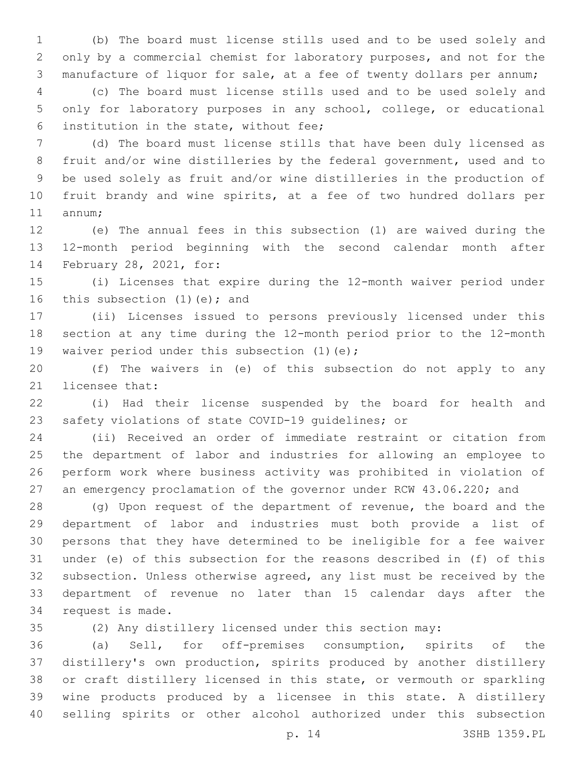(b) The board must license stills used and to be used solely and only by a commercial chemist for laboratory purposes, and not for the manufacture of liquor for sale, at a fee of twenty dollars per annum;

(c) The board must license stills used and to be used solely and only for laboratory purposes in any school, college, or educational institution in the state, without fee;

(d) The board must license stills that have been duly licensed as fruit and/or wine distilleries by the federal government, used and to be used solely as fruit and/or wine distilleries in the production of fruit brandy and wine spirits, at a fee of two hundred dollars per annum;

(e) The annual fees in this subsection (1) are waived during the 12-month period beginning with the second calendar month after February 28, 2021, for:

(i) Licenses that expire during the 12-month waiver period under this subsection (1)(e); and

(ii) Licenses issued to persons previously licensed under this section at any time during the 12-month period prior to the 12-month waiver period under this subsection (1)(e);

(f) The waivers in (e) of this subsection do not apply to any licensee that:

(i) Had their license suspended by the board for health and safety violations of state COVID-19 guidelines; or

(ii) Received an order of immediate restraint or citation from the department of labor and industries for allowing an employee to perform work where business activity was prohibited in violation of an emergency proclamation of the governor under RCW 43.06.220; and

(g) Upon request of the department of revenue, the board and the department of labor and industries must both provide a list of persons that they have determined to be ineligible for a fee waiver under (e) of this subsection for the reasons described in (f) of this subsection. Unless otherwise agreed, any list must be received by the department of revenue no later than 15 calendar days after the request is made.

(2) Any distillery licensed under this section may:

(a) Sell, for off-premises consumption, spirits of the distillery's own production, spirits produced by another distillery or craft distillery licensed in this state, or vermouth or sparkling wine products produced by a licensee in this state. A distillery selling spirits or other alcohol authorized under this subsection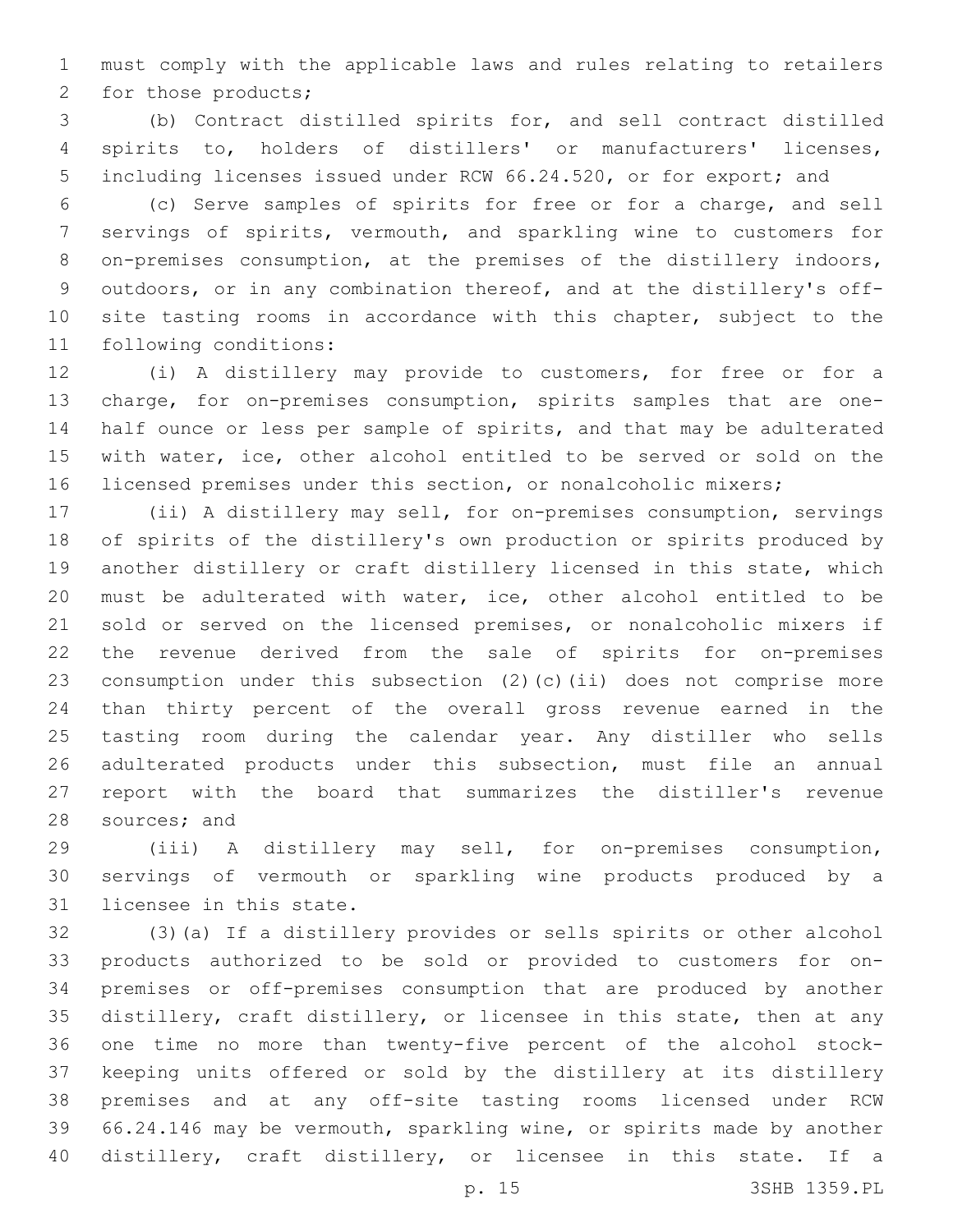must comply with the applicable laws and rules relating to retailers for those products;

(b) Contract distilled spirits for, and sell contract distilled spirits to, holders of distillers' or manufacturers' licenses, including licenses issued under RCW 66.24.520, or for export; and

(c) Serve samples of spirits for free or for a charge, and sell servings of spirits, vermouth, and sparkling wine to customers for on-premises consumption, at the premises of the distillery indoors, outdoors, or in any combination thereof, and at the distillery's off-site tasting rooms in accordance with this chapter, subject to the following conditions:

(i) A distillery may provide to customers, for free or for a charge, for on-premises consumption, spirits samples that are one-half ounce or less per sample of spirits, and that may be adulterated with water, ice, other alcohol entitled to be served or sold on the licensed premises under this section, or nonalcoholic mixers;

(ii) A distillery may sell, for on-premises consumption, servings of spirits of the distillery's own production or spirits produced by another distillery or craft distillery licensed in this state, which must be adulterated with water, ice, other alcohol entitled to be sold or served on the licensed premises, or nonalcoholic mixers if the revenue derived from the sale of spirits for on-premises consumption under this subsection (2)(c)(ii) does not comprise more than thirty percent of the overall gross revenue earned in the tasting room during the calendar year. Any distiller who sells adulterated products under this subsection, must file an annual report with the board that summarizes the distiller's revenue sources; and

(iii) A distillery may sell, for on-premises consumption, servings of vermouth or sparkling wine products produced by a licensee in this state.

(3)(a) If a distillery provides or sells spirits or other alcohol products authorized to be sold or provided to customers for on-premises or off-premises consumption that are produced by another distillery, craft distillery, or licensee in this state, then at any one time no more than twenty-five percent of the alcohol stock-keeping units offered or sold by the distillery at its distillery premises and at any off-site tasting rooms licensed under RCW 66.24.146 may be vermouth, sparkling wine, or spirits made by another distillery, craft distillery, or licensee in this state. If a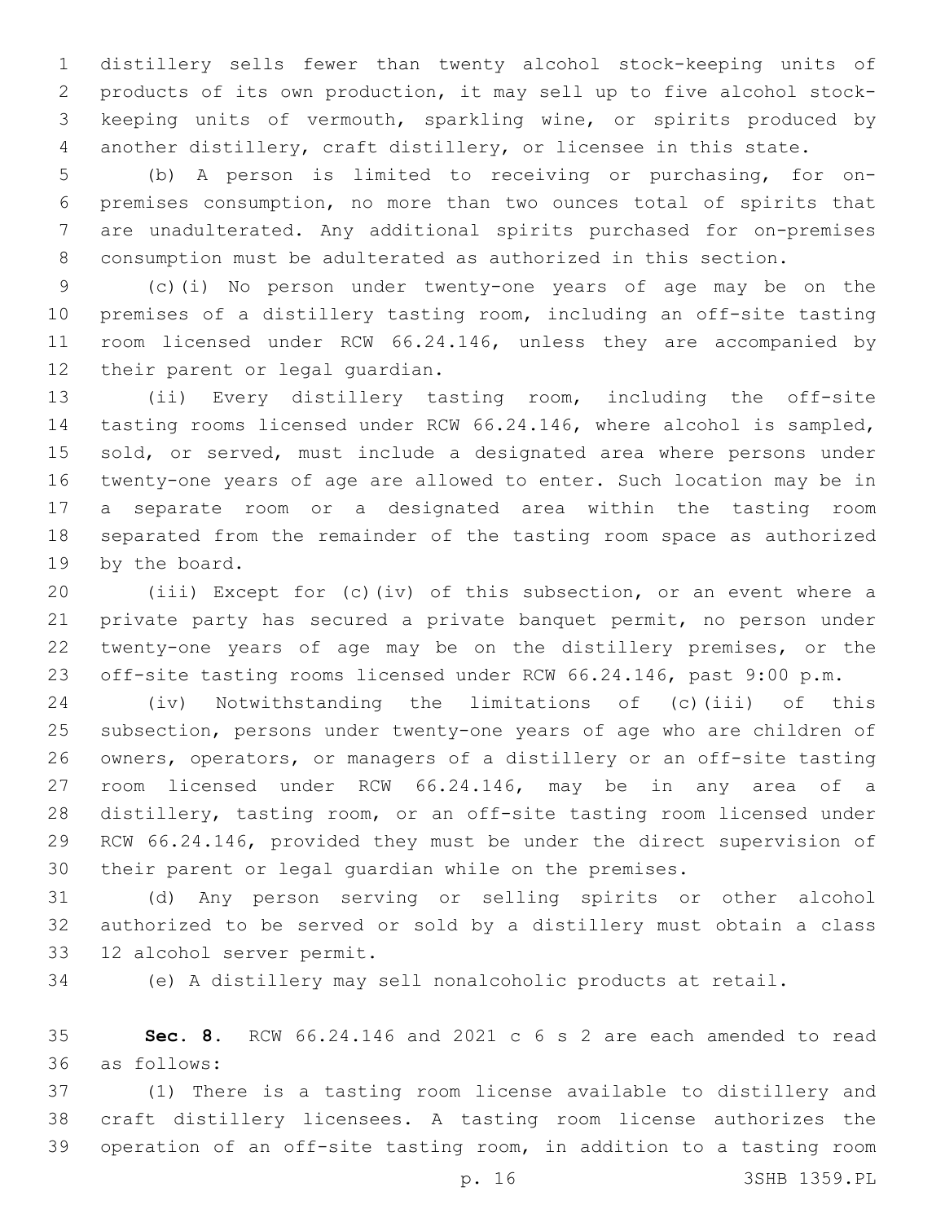distillery sells fewer than twenty alcohol stock-keeping units of products of its own production, it may sell up to five alcohol stock-keeping units of vermouth, sparkling wine, or spirits produced by another distillery, craft distillery, or licensee in this state.

(b) A person is limited to receiving or purchasing, for on-premises consumption, no more than two ounces total of spirits that are unadulterated. Any additional spirits purchased for on-premises consumption must be adulterated as authorized in this section.

(c)(i) No person under twenty-one years of age may be on the premises of a distillery tasting room, including an off-site tasting room licensed under RCW 66.24.146, unless they are accompanied by their parent or legal guardian.

(ii) Every distillery tasting room, including the off-site tasting rooms licensed under RCW 66.24.146, where alcohol is sampled, sold, or served, must include a designated area where persons under twenty-one years of age are allowed to enter. Such location may be in a separate room or a designated area within the tasting room separated from the remainder of the tasting room space as authorized by the board.

(iii) Except for (c)(iv) of this subsection, or an event where a private party has secured a private banquet permit, no person under twenty-one years of age may be on the distillery premises, or the off-site tasting rooms licensed under RCW 66.24.146, past 9:00 p.m.

(iv) Notwithstanding the limitations of (c)(iii) of this subsection, persons under twenty-one years of age who are children of owners, operators, or managers of a distillery or an off-site tasting room licensed under RCW 66.24.146, may be in any area of a distillery, tasting room, or an off-site tasting room licensed under RCW 66.24.146, provided they must be under the direct supervision of their parent or legal guardian while on the premises.

(d) Any person serving or selling spirits or other alcohol authorized to be served or sold by a distillery must obtain a class 12 alcohol server permit.

(e) A distillery may sell nonalcoholic products at retail.

**Sec. 8.** RCW 66.24.146 and 2021 c 6 s 2 are each amended to read as follows:

(1) There is a tasting room license available to distillery and craft distillery licensees. A tasting room license authorizes the operation of an off-site tasting room, in addition to a tasting room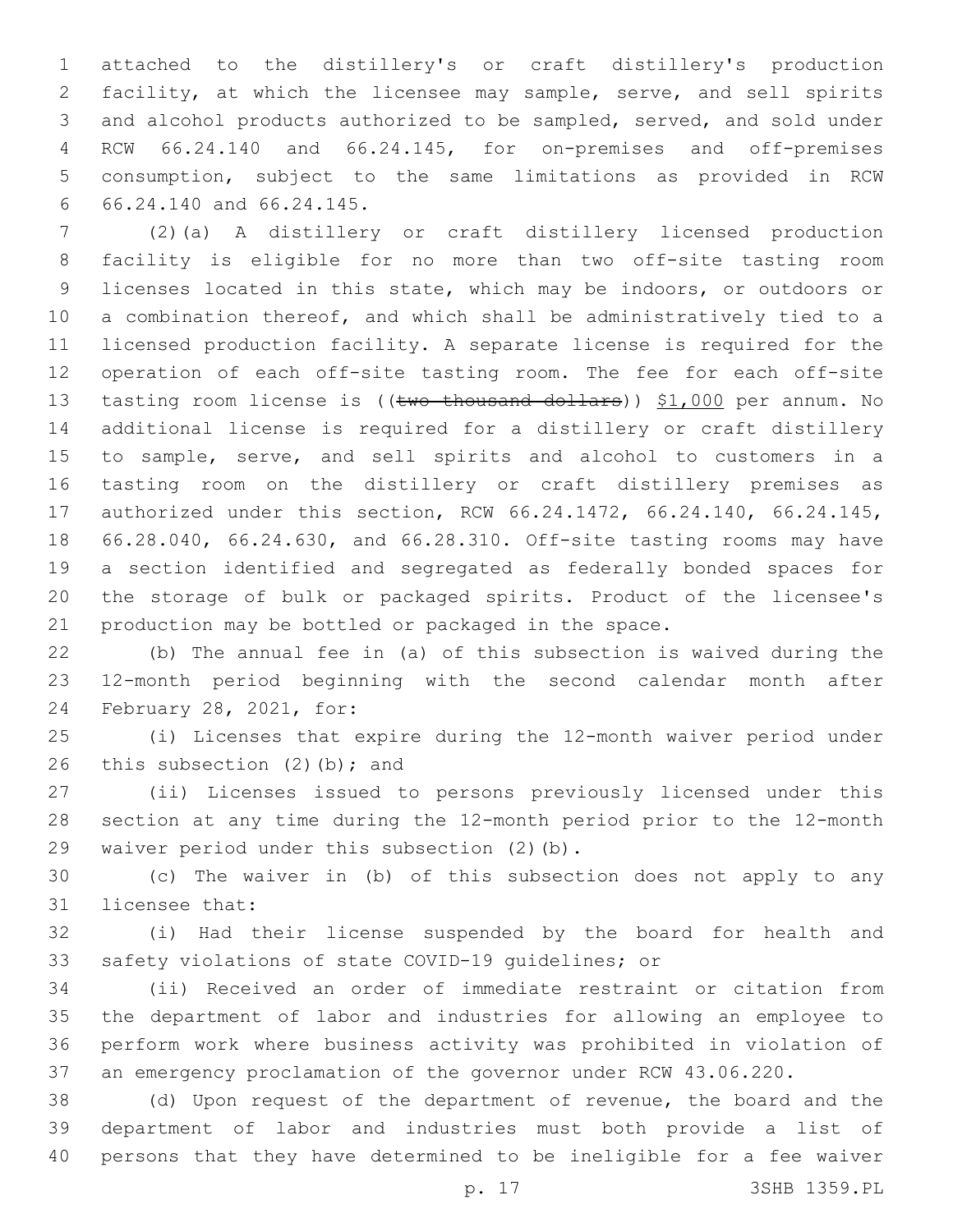attached to the distillery's or craft distillery's production facility, at which the licensee may sample, serve, and sell spirits and alcohol products authorized to be sampled, served, and sold under RCW 66.24.140 and 66.24.145, for on-premises and off-premises consumption, subject to the same limitations as provided in RCW 66.24.140 and 66.24.145.

(2)(a) A distillery or craft distillery licensed production facility is eligible for no more than two off-site tasting room licenses located in this state, which may be indoors, or outdoors or a combination thereof, and which shall be administratively tied to a licensed production facility. A separate license is required for the operation of each off-site tasting room. The fee for each off-site tasting room license is ((~~two thousand dollars~~)) <u>$1,000</u> per annum. No additional license is required for a distillery or craft distillery to sample, serve, and sell spirits and alcohol to customers in a tasting room on the distillery or craft distillery premises as authorized under this section, RCW 66.24.1472, 66.24.140, 66.24.145, 66.28.040, 66.24.630, and 66.28.310. Off-site tasting rooms may have a section identified and segregated as federally bonded spaces for the storage of bulk or packaged spirits. Product of the licensee's production may be bottled or packaged in the space.

(b) The annual fee in (a) of this subsection is waived during the 12-month period beginning with the second calendar month after February 28, 2021, for:

(i) Licenses that expire during the 12-month waiver period under this subsection (2)(b); and

(ii) Licenses issued to persons previously licensed under this section at any time during the 12-month period prior to the 12-month waiver period under this subsection (2)(b).

(c) The waiver in (b) of this subsection does not apply to any licensee that:

(i) Had their license suspended by the board for health and safety violations of state COVID-19 guidelines; or

(ii) Received an order of immediate restraint or citation from the department of labor and industries for allowing an employee to perform work where business activity was prohibited in violation of an emergency proclamation of the governor under RCW 43.06.220.

(d) Upon request of the department of revenue, the board and the department of labor and industries must both provide a list of persons that they have determined to be ineligible for a fee waiver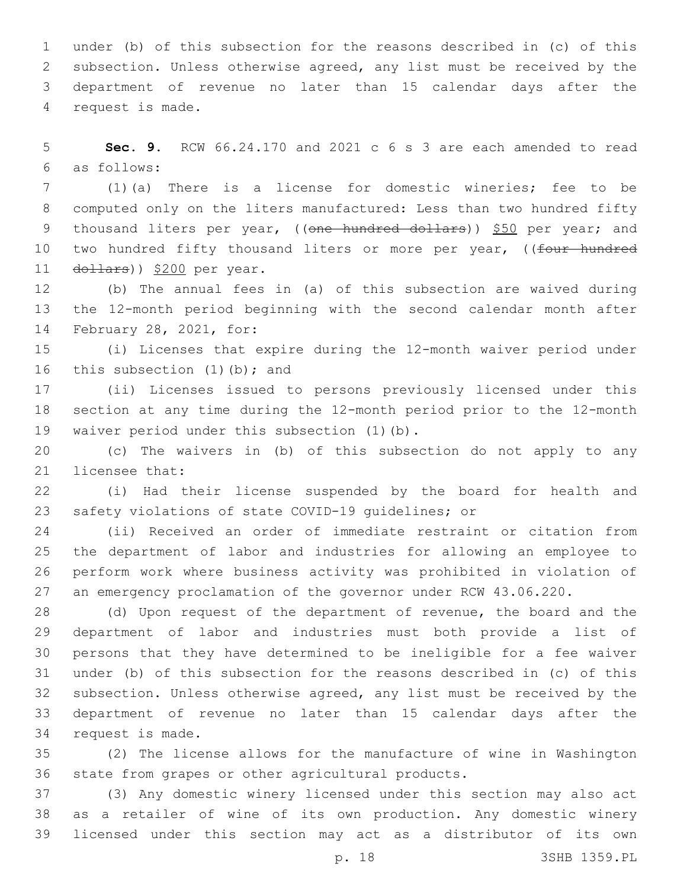under (b) of this subsection for the reasons described in (c) of this subsection. Unless otherwise agreed, any list must be received by the department of revenue no later than 15 calendar days after the request is made.

**Sec. 9.** RCW 66.24.170 and 2021 c 6 s 3 are each amended to read as follows:

(1)(a) There is a license for domestic wineries; fee to be computed only on the liters manufactured: Less than two hundred fifty thousand liters per year, ((~~one hundred dollars~~)) <u>$50</u> per year; and two hundred fifty thousand liters or more per year, ((~~four hundred dollars~~)) <u>$200</u> per year.

(b) The annual fees in (a) of this subsection are waived during the 12-month period beginning with the second calendar month after February 28, 2021, for:

(i) Licenses that expire during the 12-month waiver period under this subsection (1)(b); and

(ii) Licenses issued to persons previously licensed under this section at any time during the 12-month period prior to the 12-month waiver period under this subsection (1)(b).

(c) The waivers in (b) of this subsection do not apply to any licensee that:

(i) Had their license suspended by the board for health and safety violations of state COVID-19 guidelines; or

(ii) Received an order of immediate restraint or citation from the department of labor and industries for allowing an employee to perform work where business activity was prohibited in violation of an emergency proclamation of the governor under RCW 43.06.220.

(d) Upon request of the department of revenue, the board and the department of labor and industries must both provide a list of persons that they have determined to be ineligible for a fee waiver under (b) of this subsection for the reasons described in (c) of this subsection. Unless otherwise agreed, any list must be received by the department of revenue no later than 15 calendar days after the request is made.

(2) The license allows for the manufacture of wine in Washington state from grapes or other agricultural products.

(3) Any domestic winery licensed under this section may also act as a retailer of wine of its own production. Any domestic winery licensed under this section may act as a distributor of its own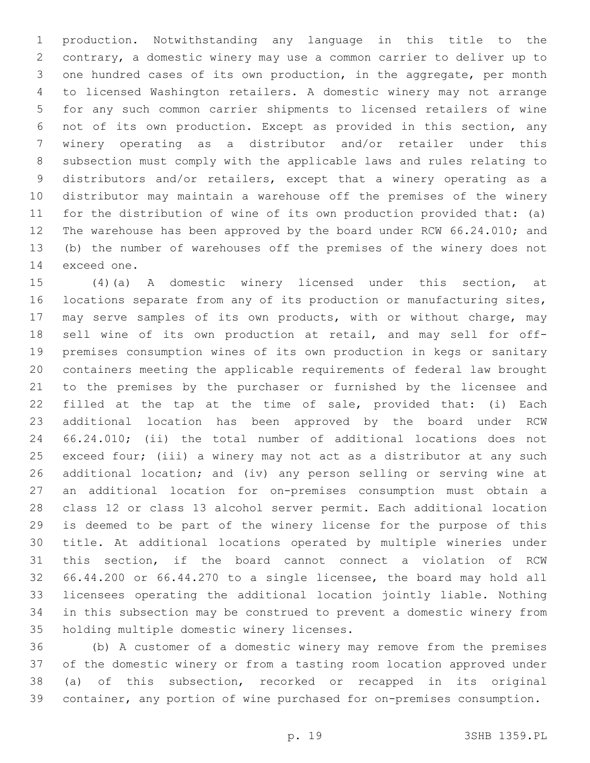production. Notwithstanding any language in this title to the contrary, a domestic winery may use a common carrier to deliver up to one hundred cases of its own production, in the aggregate, per month to licensed Washington retailers. A domestic winery may not arrange for any such common carrier shipments to licensed retailers of wine not of its own production. Except as provided in this section, any winery operating as a distributor and/or retailer under this subsection must comply with the applicable laws and rules relating to distributors and/or retailers, except that a winery operating as a distributor may maintain a warehouse off the premises of the winery for the distribution of wine of its own production provided that: (a) The warehouse has been approved by the board under RCW 66.24.010; and (b) the number of warehouses off the premises of the winery does not exceed one.

(4)(a) A domestic winery licensed under this section, at locations separate from any of its production or manufacturing sites, may serve samples of its own products, with or without charge, may sell wine of its own production at retail, and may sell for off-premises consumption wines of its own production in kegs or sanitary containers meeting the applicable requirements of federal law brought to the premises by the purchaser or furnished by the licensee and filled at the tap at the time of sale, provided that: (i) Each additional location has been approved by the board under RCW 66.24.010; (ii) the total number of additional locations does not exceed four; (iii) a winery may not act as a distributor at any such additional location; and (iv) any person selling or serving wine at an additional location for on-premises consumption must obtain a class 12 or class 13 alcohol server permit. Each additional location is deemed to be part of the winery license for the purpose of this title. At additional locations operated by multiple wineries under this section, if the board cannot connect a violation of RCW 66.44.200 or 66.44.270 to a single licensee, the board may hold all licensees operating the additional location jointly liable. Nothing in this subsection may be construed to prevent a domestic winery from holding multiple domestic winery licenses.

(b) A customer of a domestic winery may remove from the premises of the domestic winery or from a tasting room location approved under (a) of this subsection, recorked or recapped in its original container, any portion of wine purchased for on-premises consumption.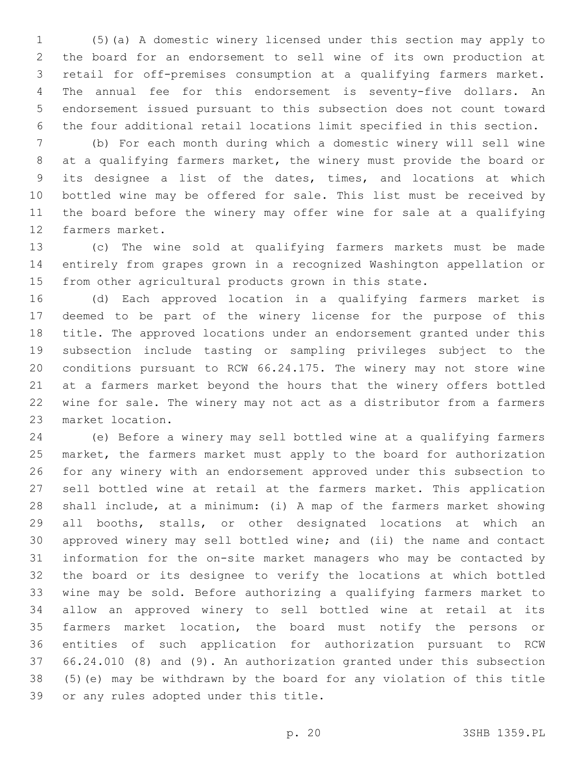(5)(a) A domestic winery licensed under this section may apply to the board for an endorsement to sell wine of its own production at retail for off-premises consumption at a qualifying farmers market. The annual fee for this endorsement is seventy-five dollars. An endorsement issued pursuant to this subsection does not count toward the four additional retail locations limit specified in this section.

(b) For each month during which a domestic winery will sell wine at a qualifying farmers market, the winery must provide the board or its designee a list of the dates, times, and locations at which bottled wine may be offered for sale. This list must be received by the board before the winery may offer wine for sale at a qualifying farmers market.

(c) The wine sold at qualifying farmers markets must be made entirely from grapes grown in a recognized Washington appellation or from other agricultural products grown in this state.

(d) Each approved location in a qualifying farmers market is deemed to be part of the winery license for the purpose of this title. The approved locations under an endorsement granted under this subsection include tasting or sampling privileges subject to the conditions pursuant to RCW 66.24.175. The winery may not store wine at a farmers market beyond the hours that the winery offers bottled wine for sale. The winery may not act as a distributor from a farmers market location.

(e) Before a winery may sell bottled wine at a qualifying farmers market, the farmers market must apply to the board for authorization for any winery with an endorsement approved under this subsection to sell bottled wine at retail at the farmers market. This application shall include, at a minimum: (i) A map of the farmers market showing all booths, stalls, or other designated locations at which an approved winery may sell bottled wine; and (ii) the name and contact information for the on-site market managers who may be contacted by the board or its designee to verify the locations at which bottled wine may be sold. Before authorizing a qualifying farmers market to allow an approved winery to sell bottled wine at retail at its farmers market location, the board must notify the persons or entities of such application for authorization pursuant to RCW 66.24.010 (8) and (9). An authorization granted under this subsection (5)(e) may be withdrawn by the board for any violation of this title or any rules adopted under this title.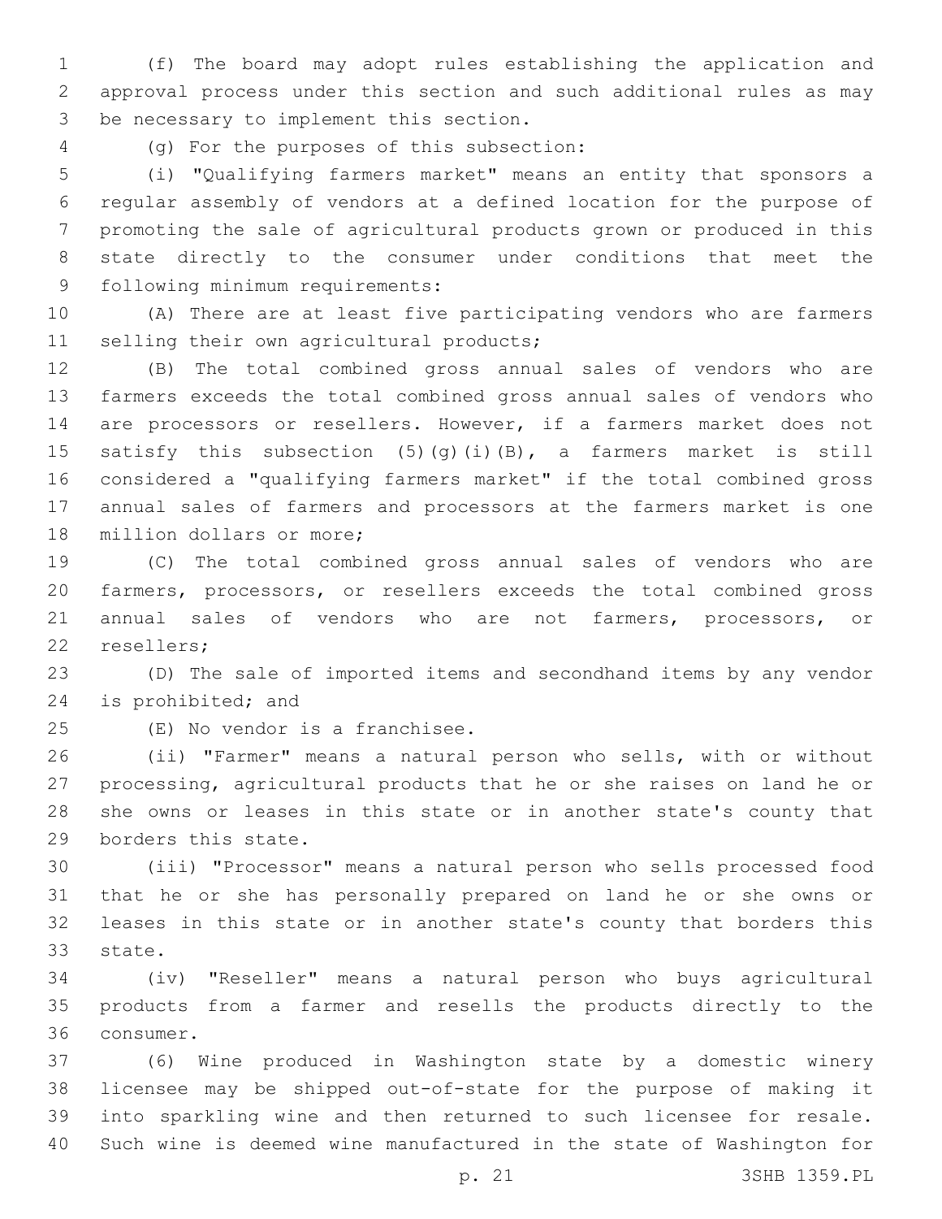(f) The board may adopt rules establishing the application and approval process under this section and such additional rules as may be necessary to implement this section.

(g) For the purposes of this subsection:

(i) "Qualifying farmers market" means an entity that sponsors a regular assembly of vendors at a defined location for the purpose of promoting the sale of agricultural products grown or produced in this state directly to the consumer under conditions that meet the following minimum requirements:

(A) There are at least five participating vendors who are farmers selling their own agricultural products;

(B) The total combined gross annual sales of vendors who are farmers exceeds the total combined gross annual sales of vendors who are processors or resellers. However, if a farmers market does not satisfy this subsection (5)(g)(i)(B), a farmers market is still considered a "qualifying farmers market" if the total combined gross annual sales of farmers and processors at the farmers market is one million dollars or more;

(C) The total combined gross annual sales of vendors who are farmers, processors, or resellers exceeds the total combined gross annual sales of vendors who are not farmers, processors, or resellers;

(D) The sale of imported items and secondhand items by any vendor is prohibited; and

(E) No vendor is a franchisee.

(ii) "Farmer" means a natural person who sells, with or without processing, agricultural products that he or she raises on land he or she owns or leases in this state or in another state's county that borders this state.

(iii) "Processor" means a natural person who sells processed food that he or she has personally prepared on land he or she owns or leases in this state or in another state's county that borders this state.

(iv) "Reseller" means a natural person who buys agricultural products from a farmer and resells the products directly to the consumer.

(6) Wine produced in Washington state by a domestic winery licensee may be shipped out-of-state for the purpose of making it into sparkling wine and then returned to such licensee for resale. Such wine is deemed wine manufactured in the state of Washington for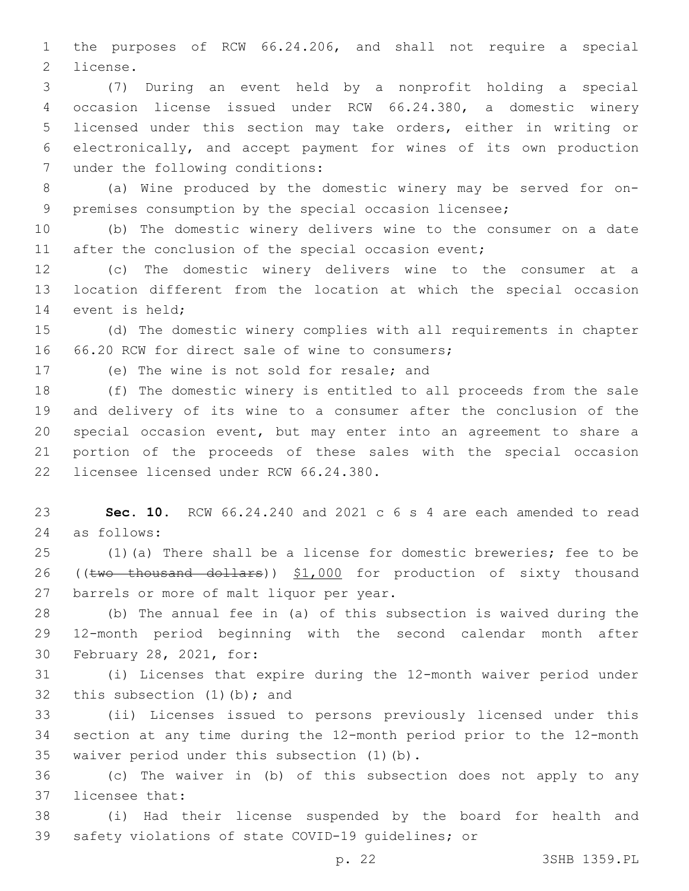the purposes of RCW 66.24.206, and shall not require a special license.

(7) During an event held by a nonprofit holding a special occasion license issued under RCW 66.24.380, a domestic winery licensed under this section may take orders, either in writing or electronically, and accept payment for wines of its own production under the following conditions:

(a) Wine produced by the domestic winery may be served for on-premises consumption by the special occasion licensee;

(b) The domestic winery delivers wine to the consumer on a date after the conclusion of the special occasion event;

(c) The domestic winery delivers wine to the consumer at a location different from the location at which the special occasion event is held;

(d) The domestic winery complies with all requirements in chapter 66.20 RCW for direct sale of wine to consumers;

(e) The wine is not sold for resale; and

(f) The domestic winery is entitled to all proceeds from the sale and delivery of its wine to a consumer after the conclusion of the special occasion event, but may enter into an agreement to share a portion of the proceeds of these sales with the special occasion licensee licensed under RCW 66.24.380.

**Sec. 10.** RCW 66.24.240 and 2021 c 6 s 4 are each amended to read as follows:

(1)(a) There shall be a license for domestic breweries; fee to be ((~~two thousand dollars~~)) <u>$1,000</u> for production of sixty thousand barrels or more of malt liquor per year.

(b) The annual fee in (a) of this subsection is waived during the 12-month period beginning with the second calendar month after February 28, 2021, for:

(i) Licenses that expire during the 12-month waiver period under this subsection (1)(b); and

(ii) Licenses issued to persons previously licensed under this section at any time during the 12-month period prior to the 12-month waiver period under this subsection (1)(b).

(c) The waiver in (b) of this subsection does not apply to any licensee that:

(i) Had their license suspended by the board for health and safety violations of state COVID-19 guidelines; or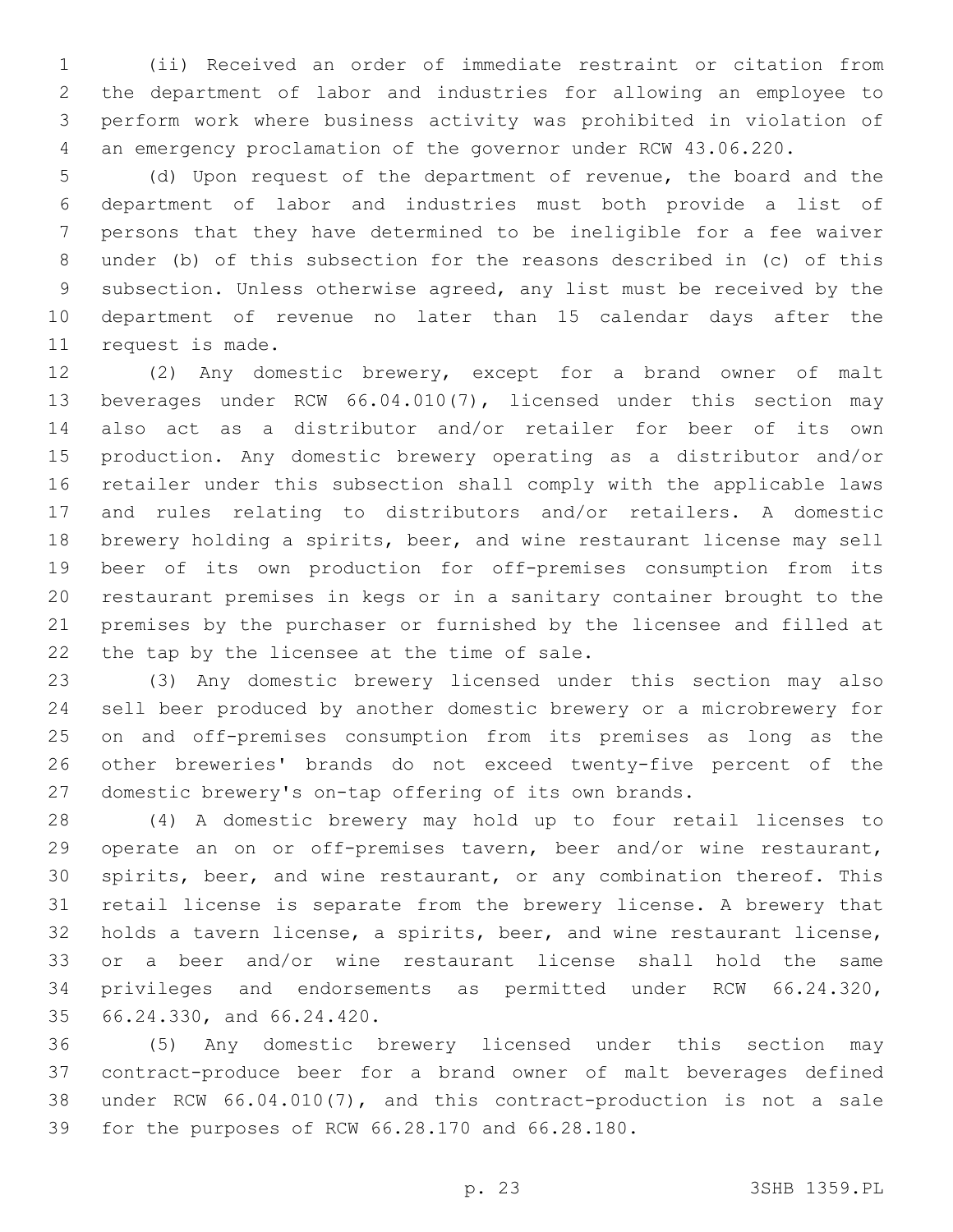(ii) Received an order of immediate restraint or citation from the department of labor and industries for allowing an employee to perform work where business activity was prohibited in violation of an emergency proclamation of the governor under RCW 43.06.220.

(d) Upon request of the department of revenue, the board and the department of labor and industries must both provide a list of persons that they have determined to be ineligible for a fee waiver under (b) of this subsection for the reasons described in (c) of this subsection. Unless otherwise agreed, any list must be received by the department of revenue no later than 15 calendar days after the request is made.

(2) Any domestic brewery, except for a brand owner of malt beverages under RCW 66.04.010(7), licensed under this section may also act as a distributor and/or retailer for beer of its own production. Any domestic brewery operating as a distributor and/or retailer under this subsection shall comply with the applicable laws and rules relating to distributors and/or retailers. A domestic brewery holding a spirits, beer, and wine restaurant license may sell beer of its own production for off-premises consumption from its restaurant premises in kegs or in a sanitary container brought to the premises by the purchaser or furnished by the licensee and filled at the tap by the licensee at the time of sale.

(3) Any domestic brewery licensed under this section may also sell beer produced by another domestic brewery or a microbrewery for on and off-premises consumption from its premises as long as the other breweries' brands do not exceed twenty-five percent of the domestic brewery's on-tap offering of its own brands.

(4) A domestic brewery may hold up to four retail licenses to operate an on or off-premises tavern, beer and/or wine restaurant, spirits, beer, and wine restaurant, or any combination thereof. This retail license is separate from the brewery license. A brewery that holds a tavern license, a spirits, beer, and wine restaurant license, or a beer and/or wine restaurant license shall hold the same privileges and endorsements as permitted under RCW 66.24.320, 66.24.330, and 66.24.420.

(5) Any domestic brewery licensed under this section may contract-produce beer for a brand owner of malt beverages defined under RCW 66.04.010(7), and this contract-production is not a sale for the purposes of RCW 66.28.170 and 66.28.180.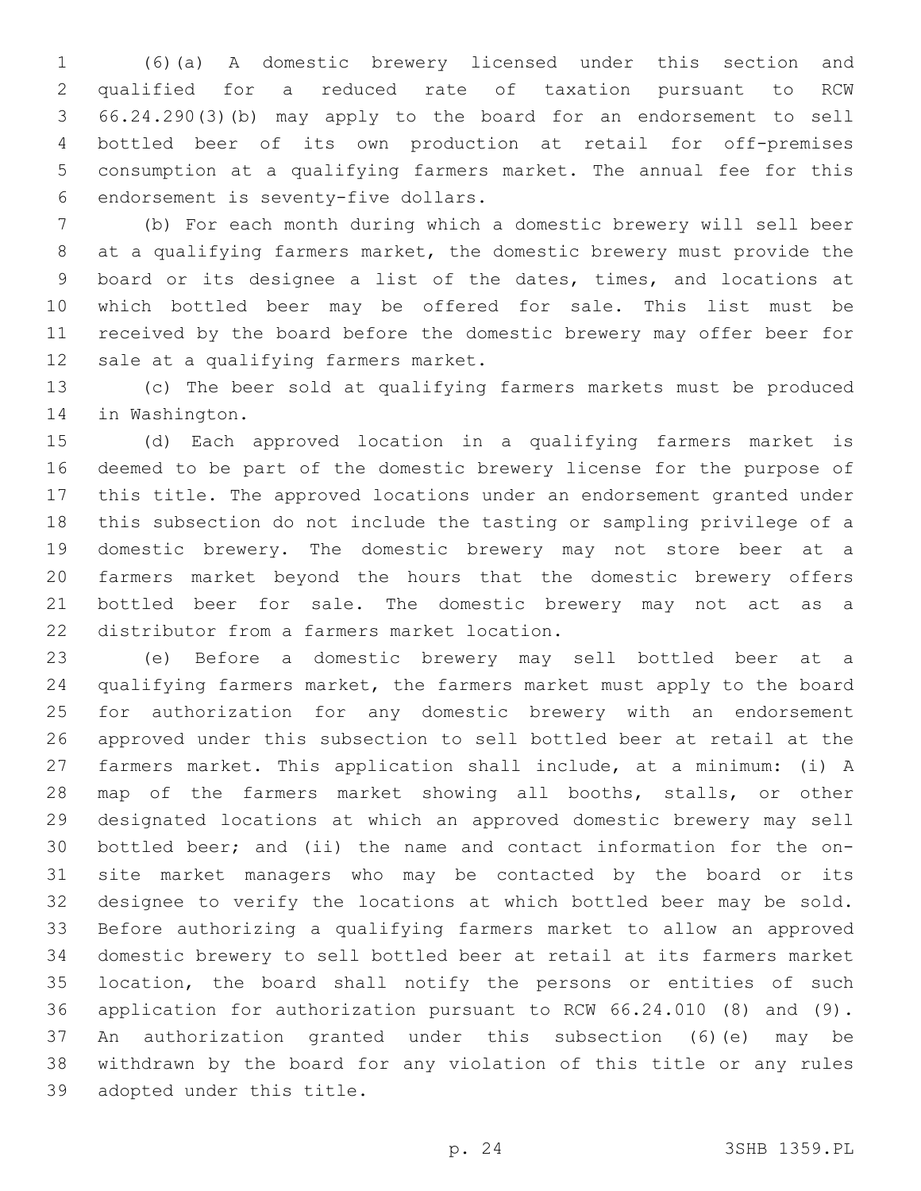(6)(a) A domestic brewery licensed under this section and qualified for a reduced rate of taxation pursuant to RCW 66.24.290(3)(b) may apply to the board for an endorsement to sell bottled beer of its own production at retail for off-premises consumption at a qualifying farmers market. The annual fee for this endorsement is seventy-five dollars.

(b) For each month during which a domestic brewery will sell beer at a qualifying farmers market, the domestic brewery must provide the board or its designee a list of the dates, times, and locations at which bottled beer may be offered for sale. This list must be received by the board before the domestic brewery may offer beer for sale at a qualifying farmers market.

(c) The beer sold at qualifying farmers markets must be produced in Washington.

(d) Each approved location in a qualifying farmers market is deemed to be part of the domestic brewery license for the purpose of this title. The approved locations under an endorsement granted under this subsection do not include the tasting or sampling privilege of a domestic brewery. The domestic brewery may not store beer at a farmers market beyond the hours that the domestic brewery offers bottled beer for sale. The domestic brewery may not act as a distributor from a farmers market location.

(e) Before a domestic brewery may sell bottled beer at a qualifying farmers market, the farmers market must apply to the board for authorization for any domestic brewery with an endorsement approved under this subsection to sell bottled beer at retail at the farmers market. This application shall include, at a minimum: (i) A map of the farmers market showing all booths, stalls, or other designated locations at which an approved domestic brewery may sell bottled beer; and (ii) the name and contact information for the on-site market managers who may be contacted by the board or its designee to verify the locations at which bottled beer may be sold. Before authorizing a qualifying farmers market to allow an approved domestic brewery to sell bottled beer at retail at its farmers market location, the board shall notify the persons or entities of such application for authorization pursuant to RCW 66.24.010 (8) and (9). An authorization granted under this subsection (6)(e) may be withdrawn by the board for any violation of this title or any rules adopted under this title.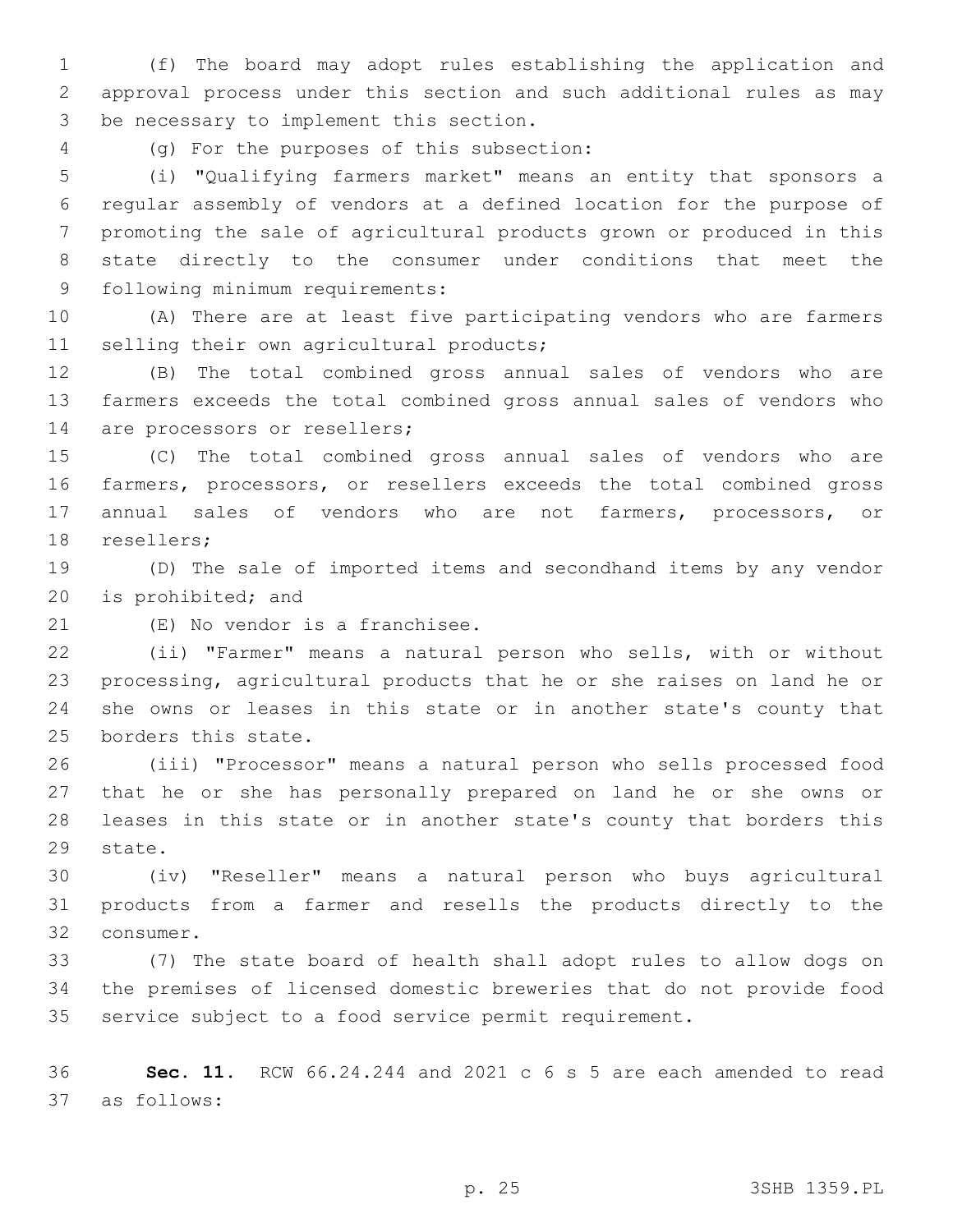(f) The board may adopt rules establishing the application and approval process under this section and such additional rules as may be necessary to implement this section.

(g) For the purposes of this subsection:

(i) "Qualifying farmers market" means an entity that sponsors a regular assembly of vendors at a defined location for the purpose of promoting the sale of agricultural products grown or produced in this state directly to the consumer under conditions that meet the following minimum requirements:

(A) There are at least five participating vendors who are farmers selling their own agricultural products;

(B) The total combined gross annual sales of vendors who are farmers exceeds the total combined gross annual sales of vendors who are processors or resellers;

(C) The total combined gross annual sales of vendors who are farmers, processors, or resellers exceeds the total combined gross annual sales of vendors who are not farmers, processors, or resellers;

(D) The sale of imported items and secondhand items by any vendor is prohibited; and

(E) No vendor is a franchisee.

(ii) "Farmer" means a natural person who sells, with or without processing, agricultural products that he or she raises on land he or she owns or leases in this state or in another state's county that borders this state.

(iii) "Processor" means a natural person who sells processed food that he or she has personally prepared on land he or she owns or leases in this state or in another state's county that borders this state.

(iv) "Reseller" means a natural person who buys agricultural products from a farmer and resells the products directly to the consumer.

(7) The state board of health shall adopt rules to allow dogs on the premises of licensed domestic breweries that do not provide food service subject to a food service permit requirement.

**Sec. 11.** RCW 66.24.244 and 2021 c 6 s 5 are each amended to read as follows: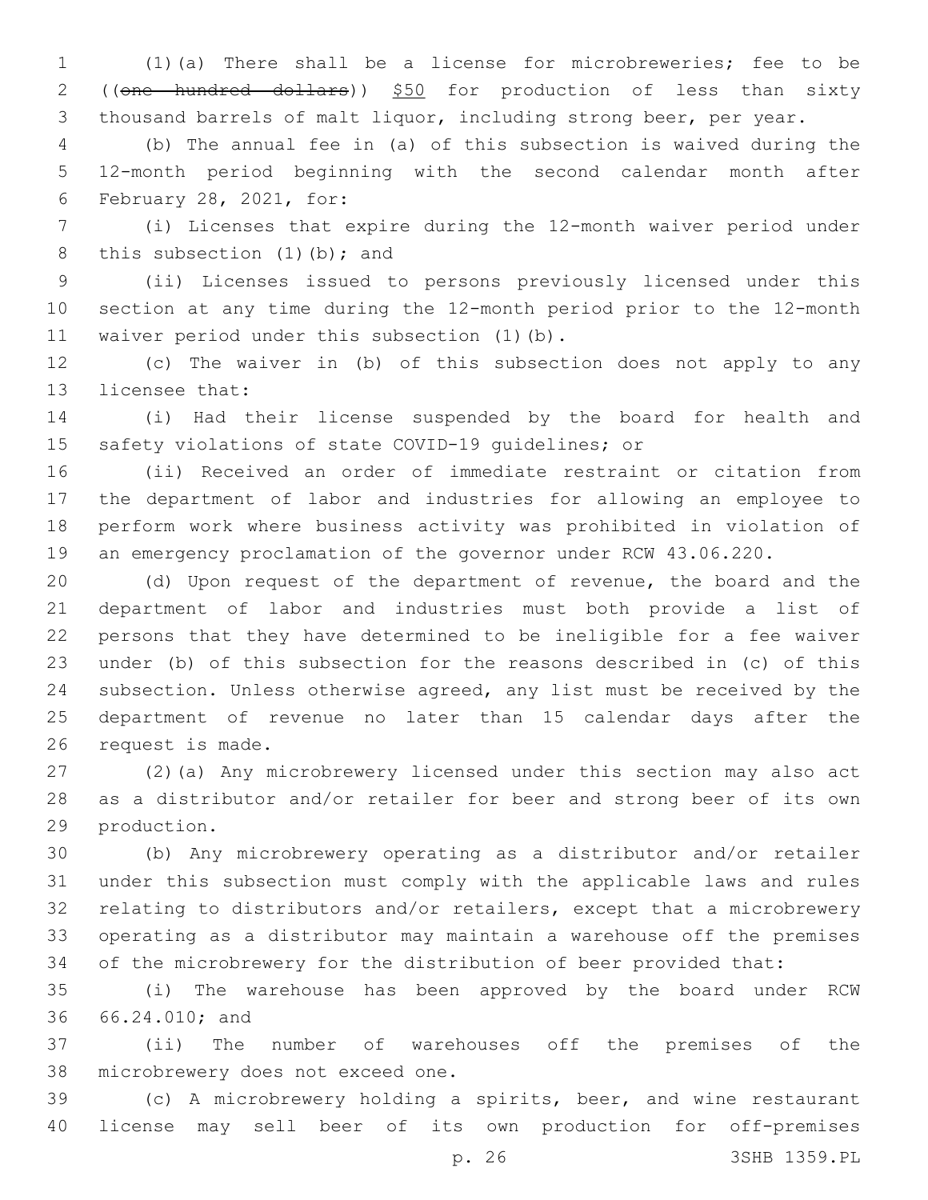(1)(a) There shall be a license for microbreweries; fee to be ((~~one hundred dollars~~)) <u>$50</u> for production of less than sixty thousand barrels of malt liquor, including strong beer, per year.

(b) The annual fee in (a) of this subsection is waived during the 12-month period beginning with the second calendar month after February 28, 2021, for:

(i) Licenses that expire during the 12-month waiver period under this subsection (1)(b); and

(ii) Licenses issued to persons previously licensed under this section at any time during the 12-month period prior to the 12-month waiver period under this subsection (1)(b).

(c) The waiver in (b) of this subsection does not apply to any licensee that:

(i) Had their license suspended by the board for health and safety violations of state COVID-19 guidelines; or

(ii) Received an order of immediate restraint or citation from the department of labor and industries for allowing an employee to perform work where business activity was prohibited in violation of an emergency proclamation of the governor under RCW 43.06.220.

(d) Upon request of the department of revenue, the board and the department of labor and industries must both provide a list of persons that they have determined to be ineligible for a fee waiver under (b) of this subsection for the reasons described in (c) of this subsection. Unless otherwise agreed, any list must be received by the department of revenue no later than 15 calendar days after the request is made.

(2)(a) Any microbrewery licensed under this section may also act as a distributor and/or retailer for beer and strong beer of its own production.

(b) Any microbrewery operating as a distributor and/or retailer under this subsection must comply with the applicable laws and rules relating to distributors and/or retailers, except that a microbrewery operating as a distributor may maintain a warehouse off the premises of the microbrewery for the distribution of beer provided that:

(i) The warehouse has been approved by the board under RCW 66.24.010; and

(ii) The number of warehouses off the premises of the microbrewery does not exceed one.

(c) A microbrewery holding a spirits, beer, and wine restaurant license may sell beer of its own production for off-premises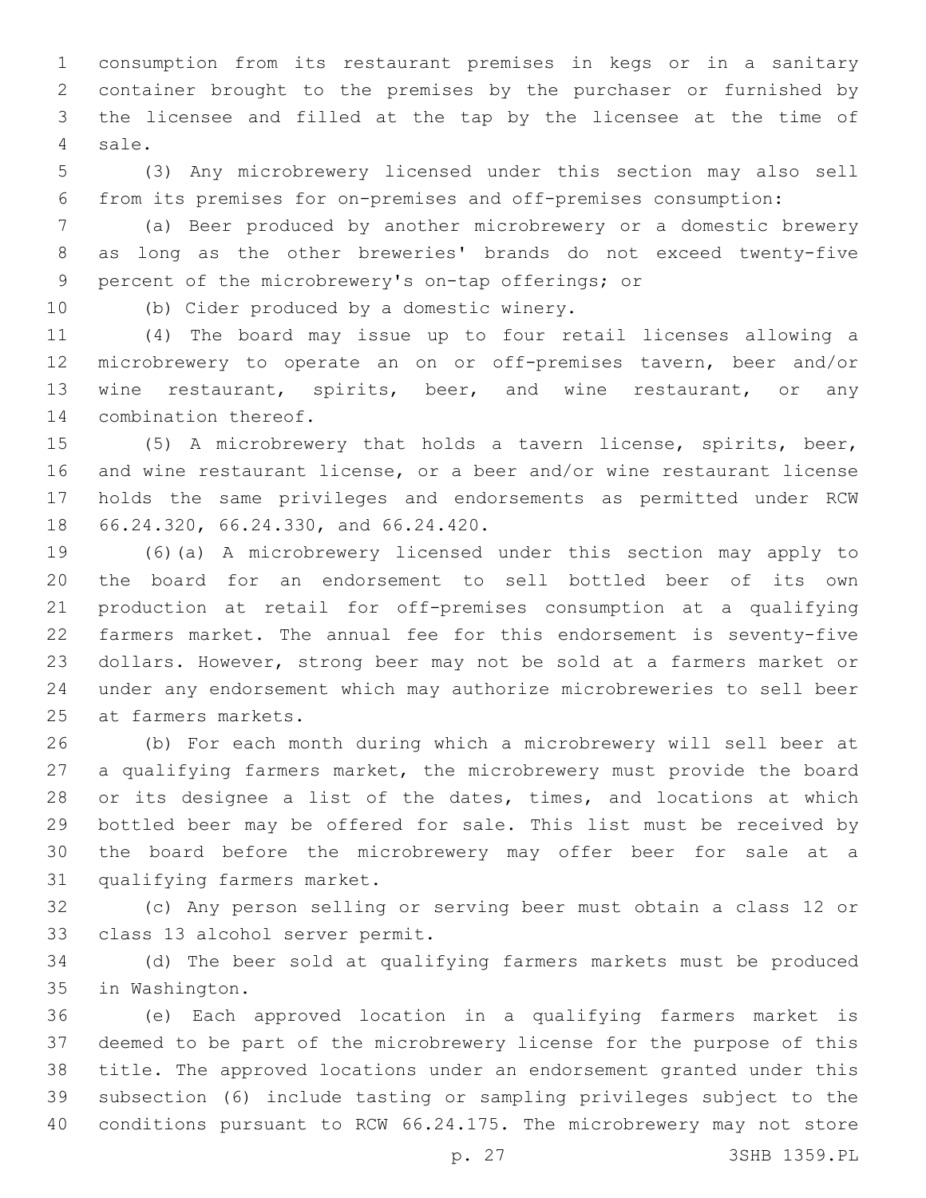consumption from its restaurant premises in kegs or in a sanitary container brought to the premises by the purchaser or furnished by the licensee and filled at the tap by the licensee at the time of sale.

(3) Any microbrewery licensed under this section may also sell from its premises for on-premises and off-premises consumption:

(a) Beer produced by another microbrewery or a domestic brewery as long as the other breweries' brands do not exceed twenty-five percent of the microbrewery's on-tap offerings; or

(b) Cider produced by a domestic winery.

(4) The board may issue up to four retail licenses allowing a microbrewery to operate an on or off-premises tavern, beer and/or wine restaurant, spirits, beer, and wine restaurant, or any combination thereof.

(5) A microbrewery that holds a tavern license, spirits, beer, and wine restaurant license, or a beer and/or wine restaurant license holds the same privileges and endorsements as permitted under RCW 66.24.320, 66.24.330, and 66.24.420.

(6)(a) A microbrewery licensed under this section may apply to the board for an endorsement to sell bottled beer of its own production at retail for off-premises consumption at a qualifying farmers market. The annual fee for this endorsement is seventy-five dollars. However, strong beer may not be sold at a farmers market or under any endorsement which may authorize microbreweries to sell beer at farmers markets.

(b) For each month during which a microbrewery will sell beer at a qualifying farmers market, the microbrewery must provide the board or its designee a list of the dates, times, and locations at which bottled beer may be offered for sale. This list must be received by the board before the microbrewery may offer beer for sale at a qualifying farmers market.

(c) Any person selling or serving beer must obtain a class 12 or class 13 alcohol server permit.

(d) The beer sold at qualifying farmers markets must be produced in Washington.

(e) Each approved location in a qualifying farmers market is deemed to be part of the microbrewery license for the purpose of this title. The approved locations under an endorsement granted under this subsection (6) include tasting or sampling privileges subject to the conditions pursuant to RCW 66.24.175. The microbrewery may not store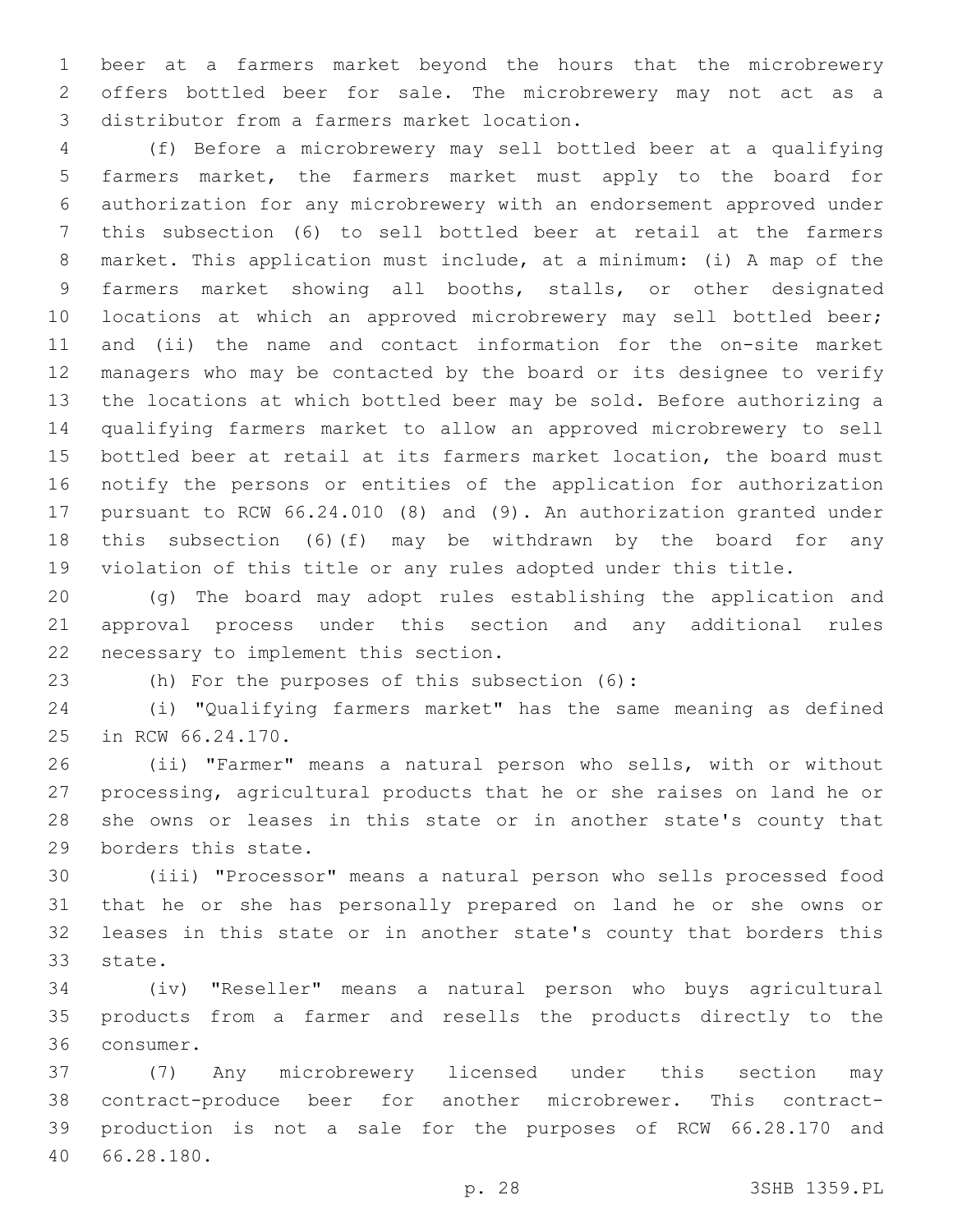beer at a farmers market beyond the hours that the microbrewery offers bottled beer for sale. The microbrewery may not act as a distributor from a farmers market location.

(f) Before a microbrewery may sell bottled beer at a qualifying farmers market, the farmers market must apply to the board for authorization for any microbrewery with an endorsement approved under this subsection (6) to sell bottled beer at retail at the farmers market. This application must include, at a minimum: (i) A map of the farmers market showing all booths, stalls, or other designated locations at which an approved microbrewery may sell bottled beer; and (ii) the name and contact information for the on-site market managers who may be contacted by the board or its designee to verify the locations at which bottled beer may be sold. Before authorizing a qualifying farmers market to allow an approved microbrewery to sell bottled beer at retail at its farmers market location, the board must notify the persons or entities of the application for authorization pursuant to RCW 66.24.010 (8) and (9). An authorization granted under this subsection (6)(f) may be withdrawn by the board for any violation of this title or any rules adopted under this title.

(g) The board may adopt rules establishing the application and approval process under this section and any additional rules necessary to implement this section.

(h) For the purposes of this subsection (6):

(i) "Qualifying farmers market" has the same meaning as defined in RCW 66.24.170.

(ii) "Farmer" means a natural person who sells, with or without processing, agricultural products that he or she raises on land he or she owns or leases in this state or in another state's county that borders this state.

(iii) "Processor" means a natural person who sells processed food that he or she has personally prepared on land he or she owns or leases in this state or in another state's county that borders this state.

(iv) "Reseller" means a natural person who buys agricultural products from a farmer and resells the products directly to the consumer.

(7) Any microbrewery licensed under this section may contract-produce beer for another microbrewer. This contract-production is not a sale for the purposes of RCW 66.28.170 and 66.28.180.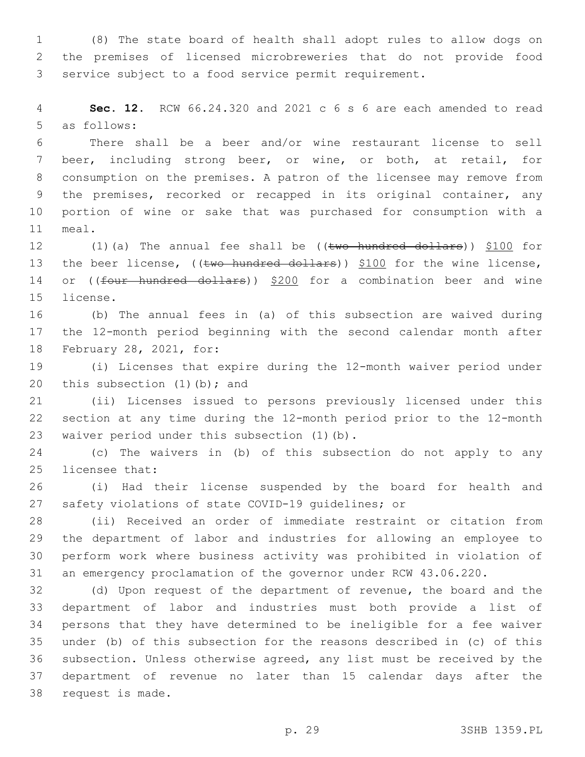(8) The state board of health shall adopt rules to allow dogs on the premises of licensed microbreweries that do not provide food service subject to a food service permit requirement.

**Sec. 12.** RCW 66.24.320 and 2021 c 6 s 6 are each amended to read as follows:

There shall be a beer and/or wine restaurant license to sell beer, including strong beer, or wine, or both, at retail, for consumption on the premises. A patron of the licensee may remove from the premises, recorked or recapped in its original container, any portion of wine or sake that was purchased for consumption with a meal.

(1)(a) The annual fee shall be ((~~two hundred dollars~~)) $100 for the beer license, ((~~two hundred dollars~~)) $100 for the wine license, or ((~~four hundred dollars~~)) $200 for a combination beer and wine license.

(b) The annual fees in (a) of this subsection are waived during the 12-month period beginning with the second calendar month after February 28, 2021, for:

(i) Licenses that expire during the 12-month waiver period under this subsection (1)(b); and

(ii) Licenses issued to persons previously licensed under this section at any time during the 12-month period prior to the 12-month waiver period under this subsection (1)(b).

(c) The waivers in (b) of this subsection do not apply to any licensee that:

(i) Had their license suspended by the board for health and safety violations of state COVID-19 guidelines; or

(ii) Received an order of immediate restraint or citation from the department of labor and industries for allowing an employee to perform work where business activity was prohibited in violation of an emergency proclamation of the governor under RCW 43.06.220.

(d) Upon request of the department of revenue, the board and the department of labor and industries must both provide a list of persons that they have determined to be ineligible for a fee waiver under (b) of this subsection for the reasons described in (c) of this subsection. Unless otherwise agreed, any list must be received by the department of revenue no later than 15 calendar days after the request is made.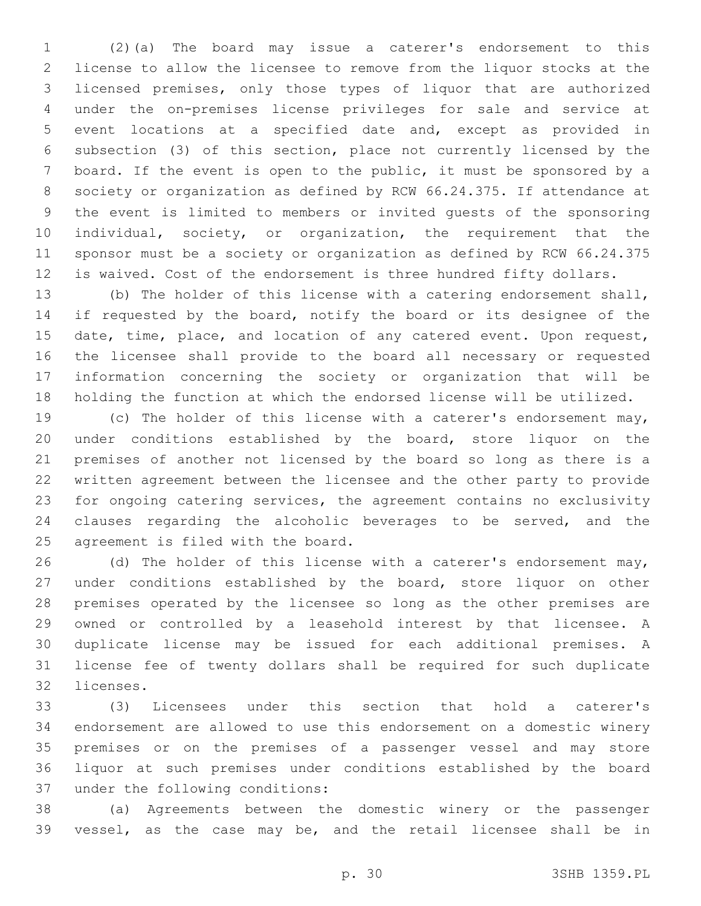(2)(a) The board may issue a caterer's endorsement to this license to allow the licensee to remove from the liquor stocks at the licensed premises, only those types of liquor that are authorized under the on-premises license privileges for sale and service at event locations at a specified date and, except as provided in subsection (3) of this section, place not currently licensed by the board. If the event is open to the public, it must be sponsored by a society or organization as defined by RCW 66.24.375. If attendance at the event is limited to members or invited guests of the sponsoring individual, society, or organization, the requirement that the sponsor must be a society or organization as defined by RCW 66.24.375 is waived. Cost of the endorsement is three hundred fifty dollars.

(b) The holder of this license with a catering endorsement shall, if requested by the board, notify the board or its designee of the date, time, place, and location of any catered event. Upon request, the licensee shall provide to the board all necessary or requested information concerning the society or organization that will be holding the function at which the endorsed license will be utilized.

(c) The holder of this license with a caterer's endorsement may, under conditions established by the board, store liquor on the premises of another not licensed by the board so long as there is a written agreement between the licensee and the other party to provide for ongoing catering services, the agreement contains no exclusivity clauses regarding the alcoholic beverages to be served, and the agreement is filed with the board.

(d) The holder of this license with a caterer's endorsement may, under conditions established by the board, store liquor on other premises operated by the licensee so long as the other premises are owned or controlled by a leasehold interest by that licensee. A duplicate license may be issued for each additional premises. A license fee of twenty dollars shall be required for such duplicate licenses.

(3) Licensees under this section that hold a caterer's endorsement are allowed to use this endorsement on a domestic winery premises or on the premises of a passenger vessel and may store liquor at such premises under conditions established by the board under the following conditions:

(a) Agreements between the domestic winery or the passenger vessel, as the case may be, and the retail licensee shall be in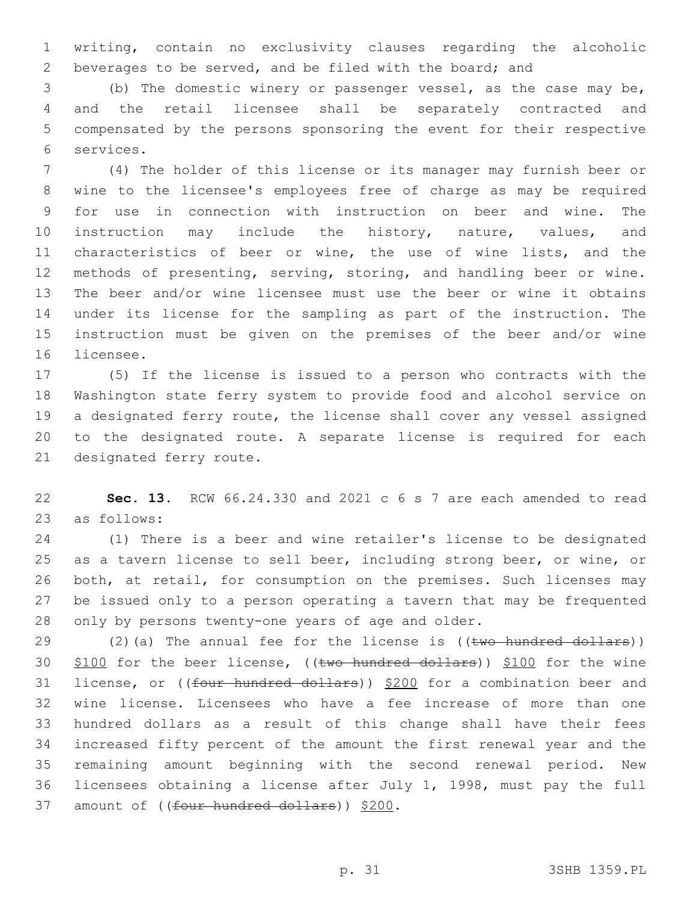writing, contain no exclusivity clauses regarding the alcoholic beverages to be served, and be filed with the board; and

(b) The domestic winery or passenger vessel, as the case may be, and the retail licensee shall be separately contracted and compensated by the persons sponsoring the event for their respective services.

(4) The holder of this license or its manager may furnish beer or wine to the licensee's employees free of charge as may be required for use in connection with instruction on beer and wine. The instruction may include the history, nature, values, and characteristics of beer or wine, the use of wine lists, and the methods of presenting, serving, storing, and handling beer or wine. The beer and/or wine licensee must use the beer or wine it obtains under its license for the sampling as part of the instruction. The instruction must be given on the premises of the beer and/or wine licensee.

(5) If the license is issued to a person who contracts with the Washington state ferry system to provide food and alcohol service on a designated ferry route, the license shall cover any vessel assigned to the designated route. A separate license is required for each designated ferry route.

**Sec. 13.** RCW 66.24.330 and 2021 c 6 s 7 are each amended to read as follows:

(1) There is a beer and wine retailer's license to be designated as a tavern license to sell beer, including strong beer, or wine, or both, at retail, for consumption on the premises. Such licenses may be issued only to a person operating a tavern that may be frequented only by persons twenty-one years of age and older.

(2)(a) The annual fee for the license is ((~~two hundred dollars~~)) <u>$100</u> for the beer license, ((~~two hundred dollars~~)) <u>$100</u> for the wine license, or ((~~four hundred dollars~~)) <u>$200</u> for a combination beer and wine license. Licensees who have a fee increase of more than one hundred dollars as a result of this change shall have their fees increased fifty percent of the amount the first renewal year and the remaining amount beginning with the second renewal period. New licensees obtaining a license after July 1, 1998, must pay the full amount of ((~~four hundred dollars~~)) <u>$200</u>.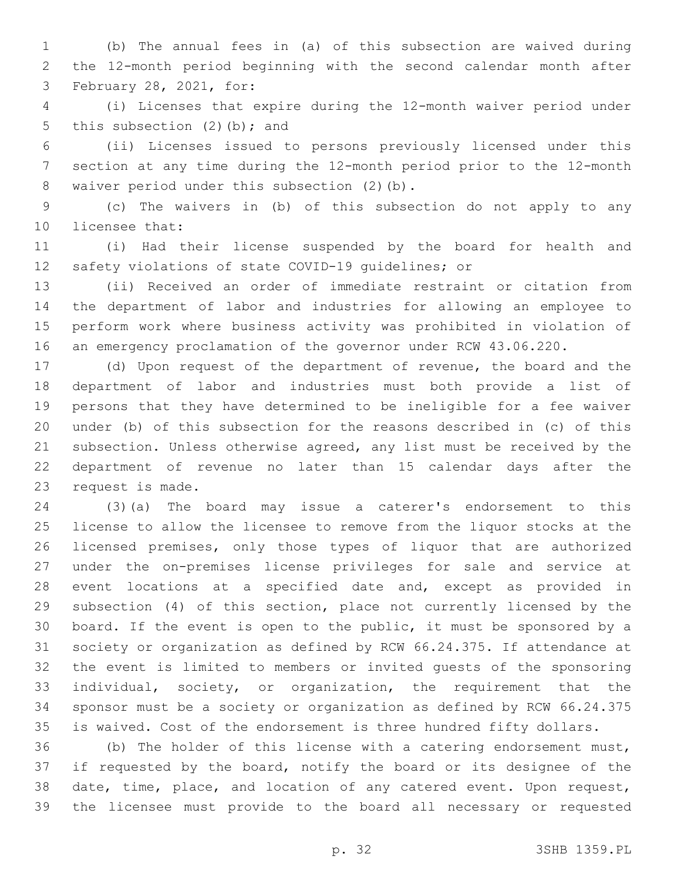(b) The annual fees in (a) of this subsection are waived during the 12-month period beginning with the second calendar month after February 28, 2021, for:

(i) Licenses that expire during the 12-month waiver period under this subsection (2)(b); and

(ii) Licenses issued to persons previously licensed under this section at any time during the 12-month period prior to the 12-month waiver period under this subsection (2)(b).

(c) The waivers in (b) of this subsection do not apply to any licensee that:

(i) Had their license suspended by the board for health and safety violations of state COVID-19 guidelines; or

(ii) Received an order of immediate restraint or citation from the department of labor and industries for allowing an employee to perform work where business activity was prohibited in violation of an emergency proclamation of the governor under RCW 43.06.220.

(d) Upon request of the department of revenue, the board and the department of labor and industries must both provide a list of persons that they have determined to be ineligible for a fee waiver under (b) of this subsection for the reasons described in (c) of this subsection. Unless otherwise agreed, any list must be received by the department of revenue no later than 15 calendar days after the request is made.

(3)(a) The board may issue a caterer's endorsement to this license to allow the licensee to remove from the liquor stocks at the licensed premises, only those types of liquor that are authorized under the on-premises license privileges for sale and service at event locations at a specified date and, except as provided in subsection (4) of this section, place not currently licensed by the board. If the event is open to the public, it must be sponsored by a society or organization as defined by RCW 66.24.375. If attendance at the event is limited to members or invited guests of the sponsoring individual, society, or organization, the requirement that the sponsor must be a society or organization as defined by RCW 66.24.375 is waived. Cost of the endorsement is three hundred fifty dollars.

(b) The holder of this license with a catering endorsement must, if requested by the board, notify the board or its designee of the date, time, place, and location of any catered event. Upon request, the licensee must provide to the board all necessary or requested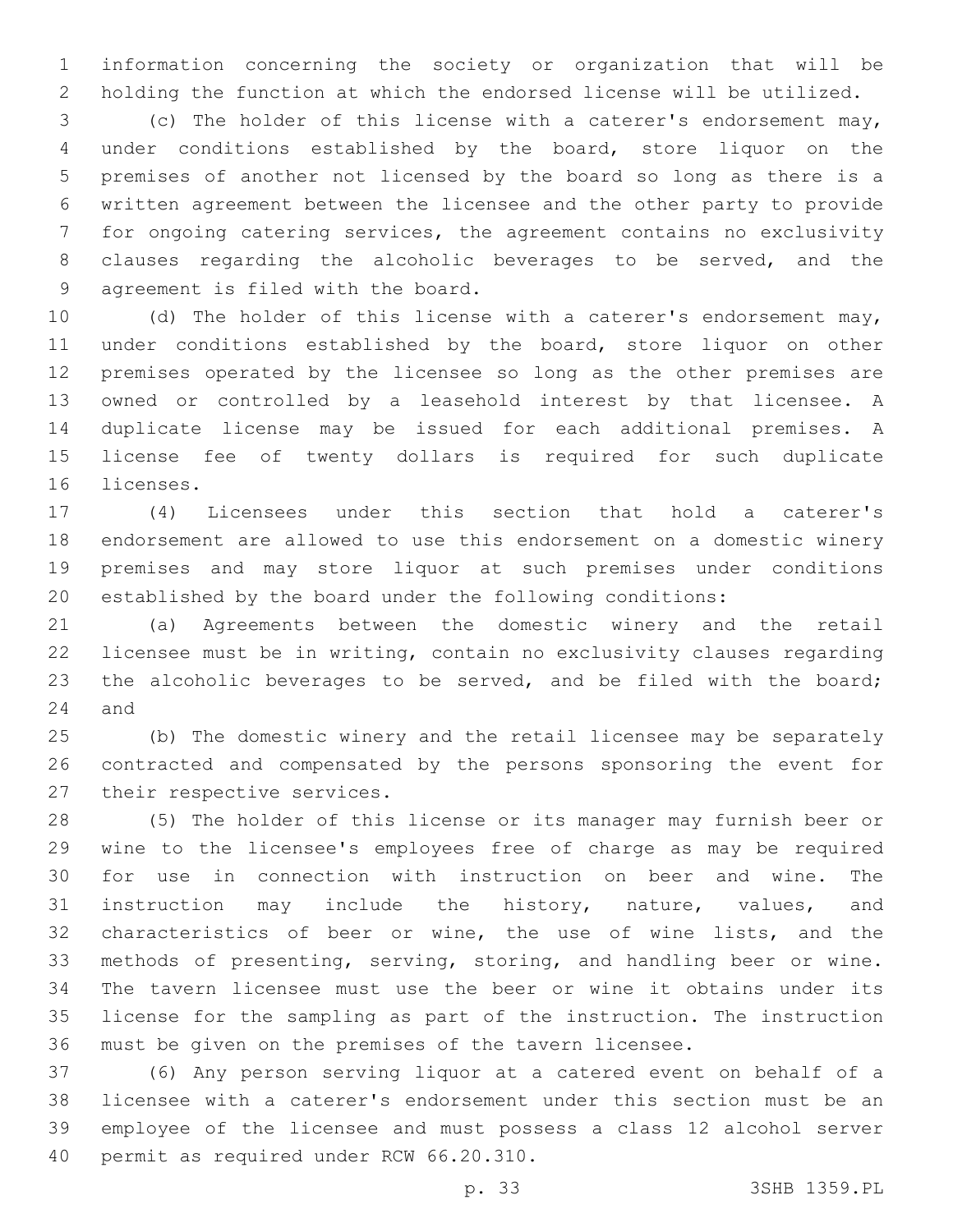information concerning the society or organization that will be holding the function at which the endorsed license will be utilized.

(c) The holder of this license with a caterer's endorsement may, under conditions established by the board, store liquor on the premises of another not licensed by the board so long as there is a written agreement between the licensee and the other party to provide for ongoing catering services, the agreement contains no exclusivity clauses regarding the alcoholic beverages to be served, and the agreement is filed with the board.

(d) The holder of this license with a caterer's endorsement may, under conditions established by the board, store liquor on other premises operated by the licensee so long as the other premises are owned or controlled by a leasehold interest by that licensee. A duplicate license may be issued for each additional premises. A license fee of twenty dollars is required for such duplicate licenses.

(4) Licensees under this section that hold a caterer's endorsement are allowed to use this endorsement on a domestic winery premises and may store liquor at such premises under conditions established by the board under the following conditions:

(a) Agreements between the domestic winery and the retail licensee must be in writing, contain no exclusivity clauses regarding the alcoholic beverages to be served, and be filed with the board; and

(b) The domestic winery and the retail licensee may be separately contracted and compensated by the persons sponsoring the event for their respective services.

(5) The holder of this license or its manager may furnish beer or wine to the licensee's employees free of charge as may be required for use in connection with instruction on beer and wine. The instruction may include the history, nature, values, and characteristics of beer or wine, the use of wine lists, and the methods of presenting, serving, storing, and handling beer or wine. The tavern licensee must use the beer or wine it obtains under its license for the sampling as part of the instruction. The instruction must be given on the premises of the tavern licensee.

(6) Any person serving liquor at a catered event on behalf of a licensee with a caterer's endorsement under this section must be an employee of the licensee and must possess a class 12 alcohol server permit as required under RCW 66.20.310.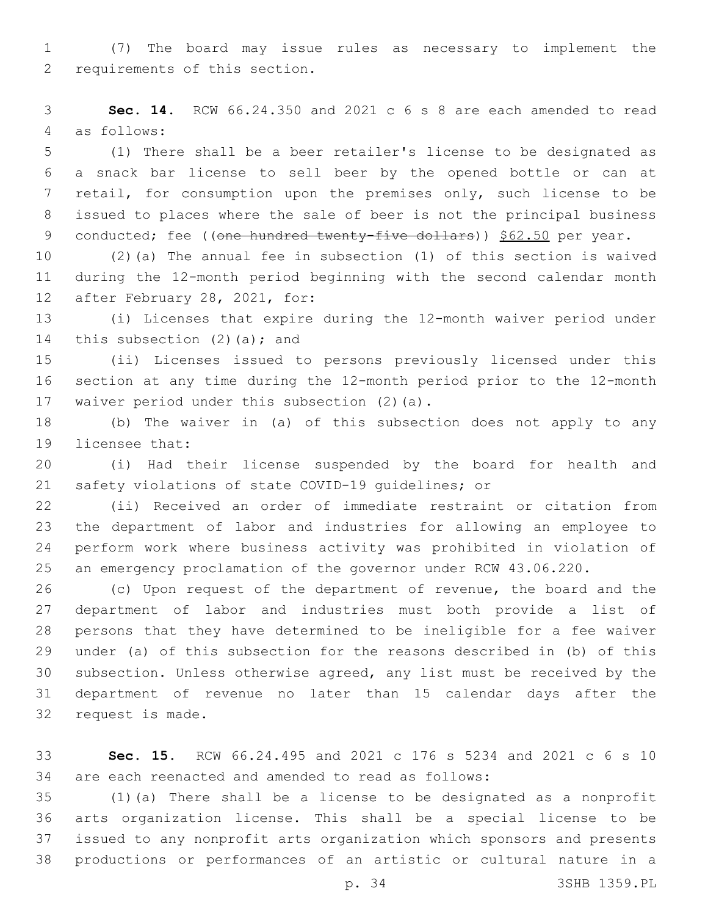(7) The board may issue rules as necessary to implement the requirements of this section.

**Sec. 14.** RCW 66.24.350 and 2021 c 6 s 8 are each amended to read as follows:

(1) There shall be a beer retailer's license to be designated as a snack bar license to sell beer by the opened bottle or can at retail, for consumption upon the premises only, such license to be issued to places where the sale of beer is not the principal business conducted; fee ((~~one hundred twenty-five dollars~~)) <u>$62.50</u> per year.

(2)(a) The annual fee in subsection (1) of this section is waived during the 12-month period beginning with the second calendar month after February 28, 2021, for:

(i) Licenses that expire during the 12-month waiver period under this subsection (2)(a); and

(ii) Licenses issued to persons previously licensed under this section at any time during the 12-month period prior to the 12-month waiver period under this subsection (2)(a).

(b) The waiver in (a) of this subsection does not apply to any licensee that:

(i) Had their license suspended by the board for health and safety violations of state COVID-19 guidelines; or

(ii) Received an order of immediate restraint or citation from the department of labor and industries for allowing an employee to perform work where business activity was prohibited in violation of an emergency proclamation of the governor under RCW 43.06.220.

(c) Upon request of the department of revenue, the board and the department of labor and industries must both provide a list of persons that they have determined to be ineligible for a fee waiver under (a) of this subsection for the reasons described in (b) of this subsection. Unless otherwise agreed, any list must be received by the department of revenue no later than 15 calendar days after the request is made.

**Sec. 15.** RCW 66.24.495 and 2021 c 176 s 5234 and 2021 c 6 s 10 are each reenacted and amended to read as follows:

(1)(a) There shall be a license to be designated as a nonprofit arts organization license. This shall be a special license to be issued to any nonprofit arts organization which sponsors and presents productions or performances of an artistic or cultural nature in a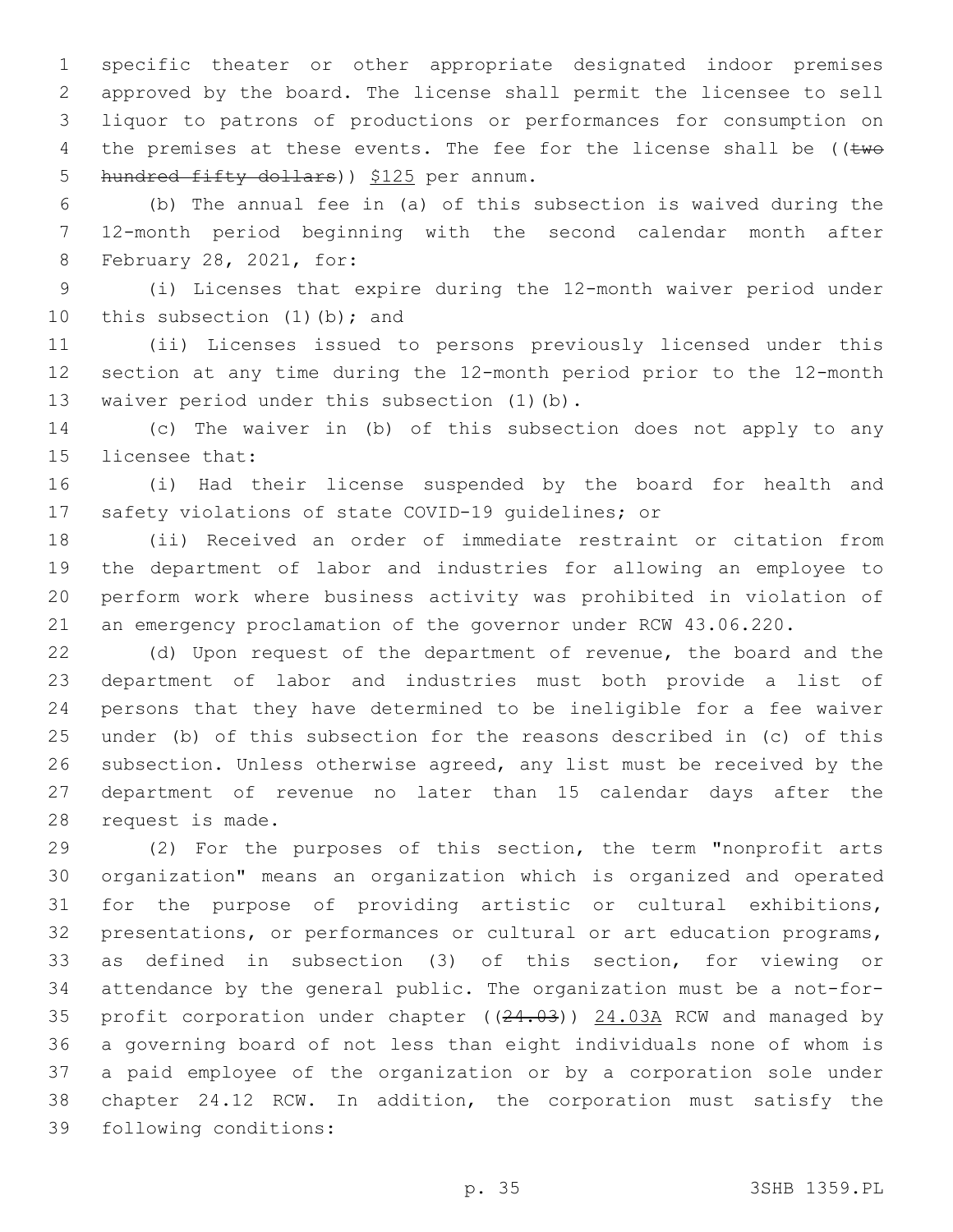specific theater or other appropriate designated indoor premises approved by the board. The license shall permit the licensee to sell liquor to patrons of productions or performances for consumption on the premises at these events. The fee for the license shall be ((~~two hundred fifty dollars~~)) <u>$125</u> per annum.

(b) The annual fee in (a) of this subsection is waived during the 12-month period beginning with the second calendar month after February 28, 2021, for:

(i) Licenses that expire during the 12-month waiver period under this subsection (1)(b); and

(ii) Licenses issued to persons previously licensed under this section at any time during the 12-month period prior to the 12-month waiver period under this subsection (1)(b).

(c) The waiver in (b) of this subsection does not apply to any licensee that:

(i) Had their license suspended by the board for health and safety violations of state COVID-19 guidelines; or

(ii) Received an order of immediate restraint or citation from the department of labor and industries for allowing an employee to perform work where business activity was prohibited in violation of an emergency proclamation of the governor under RCW 43.06.220.

(d) Upon request of the department of revenue, the board and the department of labor and industries must both provide a list of persons that they have determined to be ineligible for a fee waiver under (b) of this subsection for the reasons described in (c) of this subsection. Unless otherwise agreed, any list must be received by the department of revenue no later than 15 calendar days after the request is made.

(2) For the purposes of this section, the term "nonprofit arts organization" means an organization which is organized and operated for the purpose of providing artistic or cultural exhibitions, presentations, or performances or cultural or art education programs, as defined in subsection (3) of this section, for viewing or attendance by the general public. The organization must be a not-for-profit corporation under chapter ((~~24.03~~)) <u>24.03A</u> RCW and managed by a governing board of not less than eight individuals none of whom is a paid employee of the organization or by a corporation sole under chapter 24.12 RCW. In addition, the corporation must satisfy the following conditions: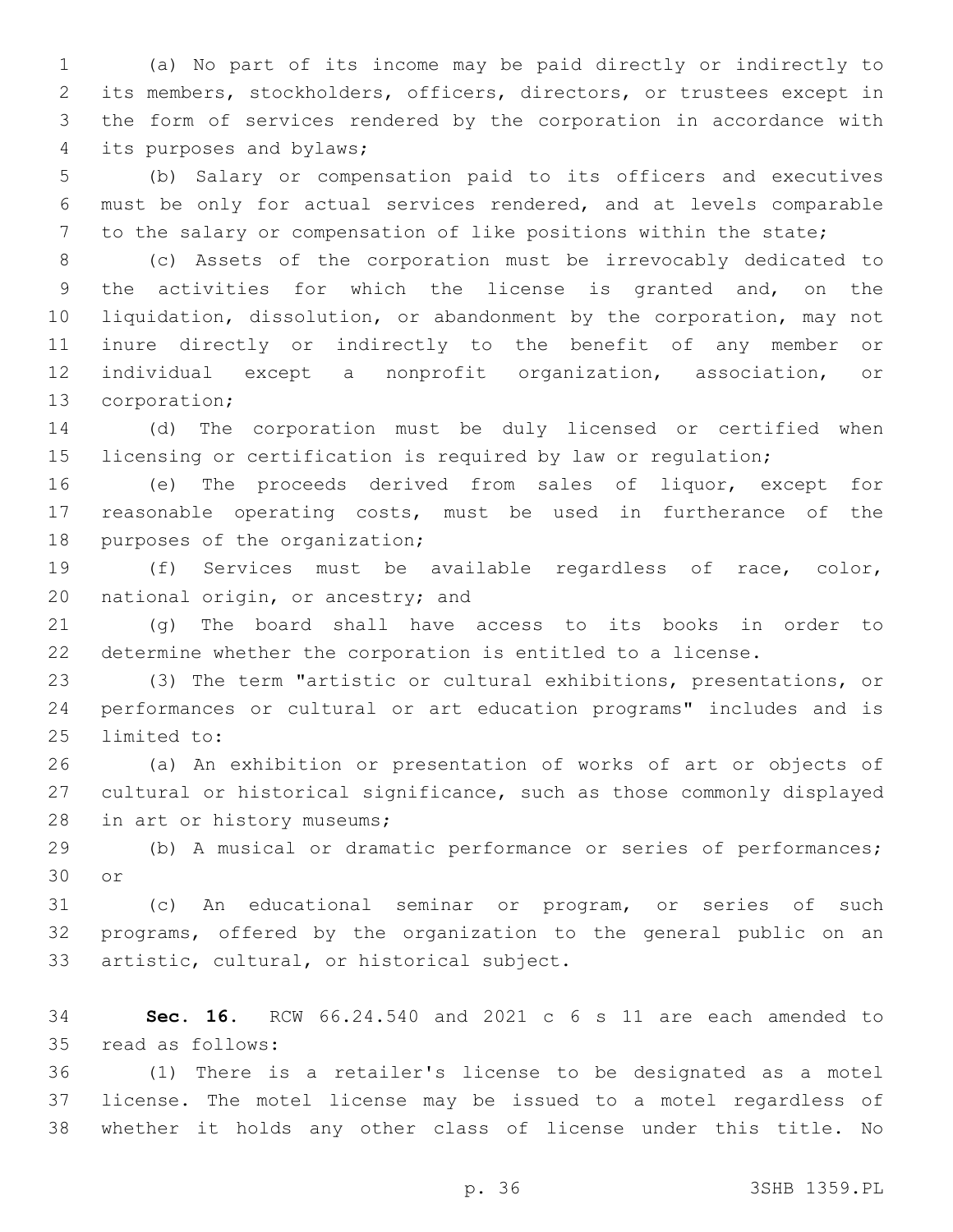(a) No part of its income may be paid directly or indirectly to its members, stockholders, officers, directors, or trustees except in the form of services rendered by the corporation in accordance with its purposes and bylaws;

(b) Salary or compensation paid to its officers and executives must be only for actual services rendered, and at levels comparable to the salary or compensation of like positions within the state;

(c) Assets of the corporation must be irrevocably dedicated to the activities for which the license is granted and, on the liquidation, dissolution, or abandonment by the corporation, may not inure directly or indirectly to the benefit of any member or individual except a nonprofit organization, association, or corporation;

(d) The corporation must be duly licensed or certified when licensing or certification is required by law or regulation;

(e) The proceeds derived from sales of liquor, except for reasonable operating costs, must be used in furtherance of the purposes of the organization;

(f) Services must be available regardless of race, color, national origin, or ancestry; and

(g) The board shall have access to its books in order to determine whether the corporation is entitled to a license.

(3) The term "artistic or cultural exhibitions, presentations, or performances or cultural or art education programs" includes and is limited to:

(a) An exhibition or presentation of works of art or objects of cultural or historical significance, such as those commonly displayed in art or history museums;

(b) A musical or dramatic performance or series of performances; or

(c) An educational seminar or program, or series of such programs, offered by the organization to the general public on an artistic, cultural, or historical subject.

**Sec. 16.** RCW 66.24.540 and 2021 c 6 s 11 are each amended to read as follows:

(1) There is a retailer's license to be designated as a motel license. The motel license may be issued to a motel regardless of whether it holds any other class of license under this title. No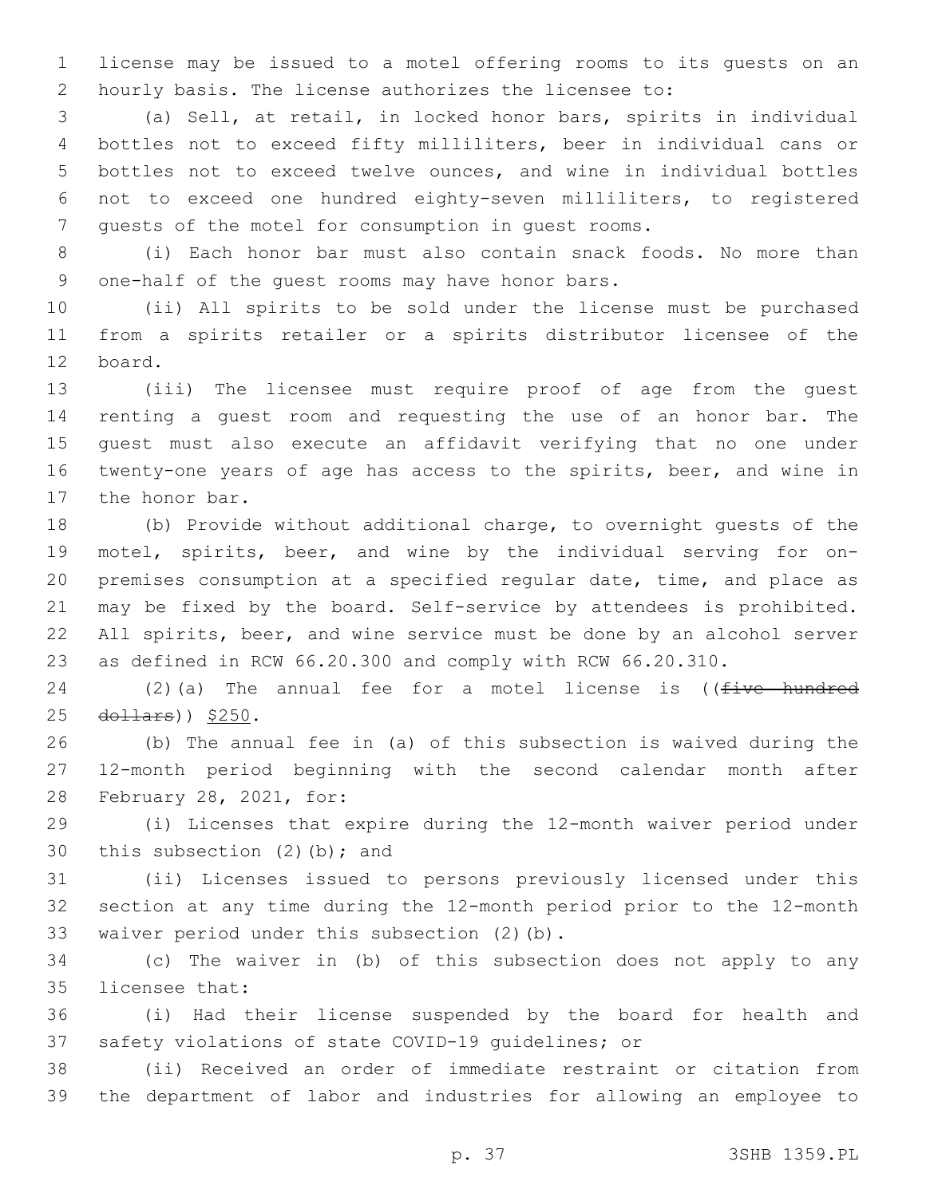license may be issued to a motel offering rooms to its guests on an hourly basis. The license authorizes the licensee to:

(a) Sell, at retail, in locked honor bars, spirits in individual bottles not to exceed fifty milliliters, beer in individual cans or bottles not to exceed twelve ounces, and wine in individual bottles not to exceed one hundred eighty-seven milliliters, to registered guests of the motel for consumption in guest rooms.

(i) Each honor bar must also contain snack foods. No more than one-half of the guest rooms may have honor bars.

(ii) All spirits to be sold under the license must be purchased from a spirits retailer or a spirits distributor licensee of the board.

(iii) The licensee must require proof of age from the guest renting a guest room and requesting the use of an honor bar. The guest must also execute an affidavit verifying that no one under twenty-one years of age has access to the spirits, beer, and wine in the honor bar.

(b) Provide without additional charge, to overnight guests of the motel, spirits, beer, and wine by the individual serving for on-premises consumption at a specified regular date, time, and place as may be fixed by the board. Self-service by attendees is prohibited. All spirits, beer, and wine service must be done by an alcohol server as defined in RCW 66.20.300 and comply with RCW 66.20.310.

(2)(a) The annual fee for a motel license is ((~~five hundred dollars~~)) <u>$250</u>.

(b) The annual fee in (a) of this subsection is waived during the 12-month period beginning with the second calendar month after February 28, 2021, for:

(i) Licenses that expire during the 12-month waiver period under this subsection (2)(b); and

(ii) Licenses issued to persons previously licensed under this section at any time during the 12-month period prior to the 12-month waiver period under this subsection (2)(b).

(c) The waiver in (b) of this subsection does not apply to any licensee that:

(i) Had their license suspended by the board for health and safety violations of state COVID-19 guidelines; or

(ii) Received an order of immediate restraint or citation from the department of labor and industries for allowing an employee to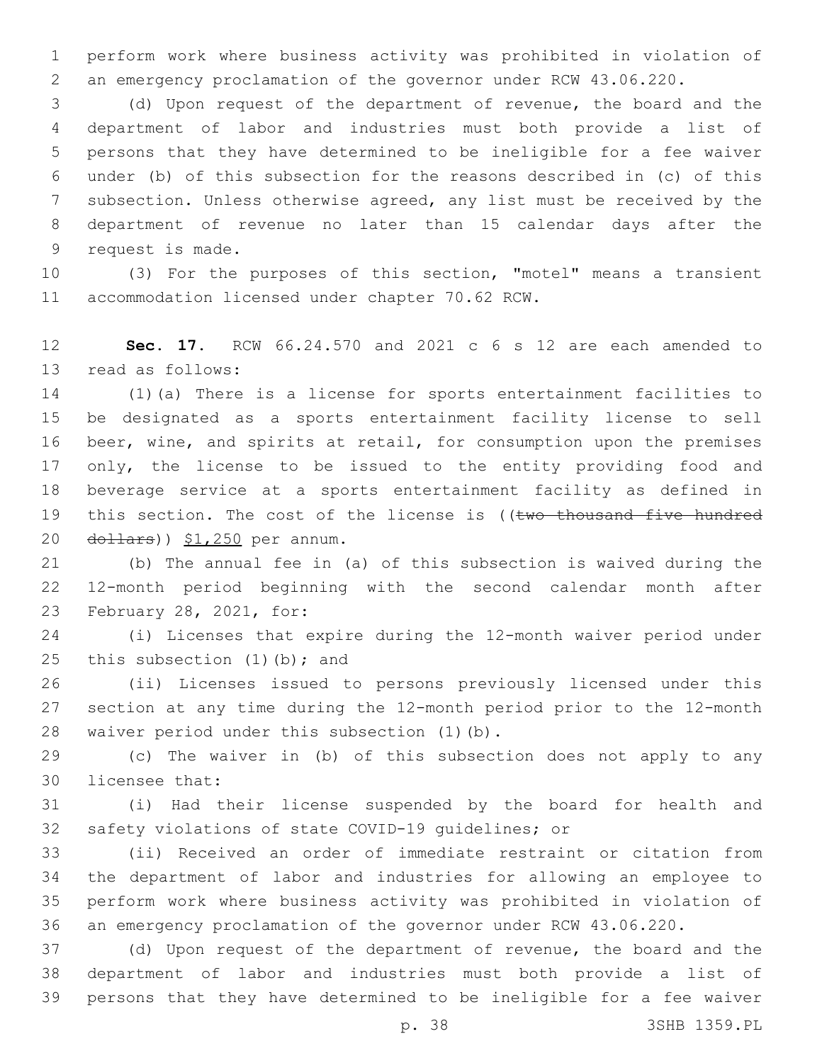perform work where business activity was prohibited in violation of an emergency proclamation of the governor under RCW 43.06.220.

(d) Upon request of the department of revenue, the board and the department of labor and industries must both provide a list of persons that they have determined to be ineligible for a fee waiver under (b) of this subsection for the reasons described in (c) of this subsection. Unless otherwise agreed, any list must be received by the department of revenue no later than 15 calendar days after the request is made.

(3) For the purposes of this section, "motel" means a transient accommodation licensed under chapter 70.62 RCW.

**Sec. 17.** RCW 66.24.570 and 2021 c 6 s 12 are each amended to read as follows:

(1)(a) There is a license for sports entertainment facilities to be designated as a sports entertainment facility license to sell beer, wine, and spirits at retail, for consumption upon the premises only, the license to be issued to the entity providing food and beverage service at a sports entertainment facility as defined in this section. The cost of the license is ((~~two thousand five hundred dollars~~)) <u>$1,250</u> per annum.

(b) The annual fee in (a) of this subsection is waived during the 12-month period beginning with the second calendar month after February 28, 2021, for:

(i) Licenses that expire during the 12-month waiver period under this subsection (1)(b); and

(ii) Licenses issued to persons previously licensed under this section at any time during the 12-month period prior to the 12-month waiver period under this subsection (1)(b).

(c) The waiver in (b) of this subsection does not apply to any licensee that:

(i) Had their license suspended by the board for health and safety violations of state COVID-19 guidelines; or

(ii) Received an order of immediate restraint or citation from the department of labor and industries for allowing an employee to perform work where business activity was prohibited in violation of an emergency proclamation of the governor under RCW 43.06.220.

(d) Upon request of the department of revenue, the board and the department of labor and industries must both provide a list of persons that they have determined to be ineligible for a fee waiver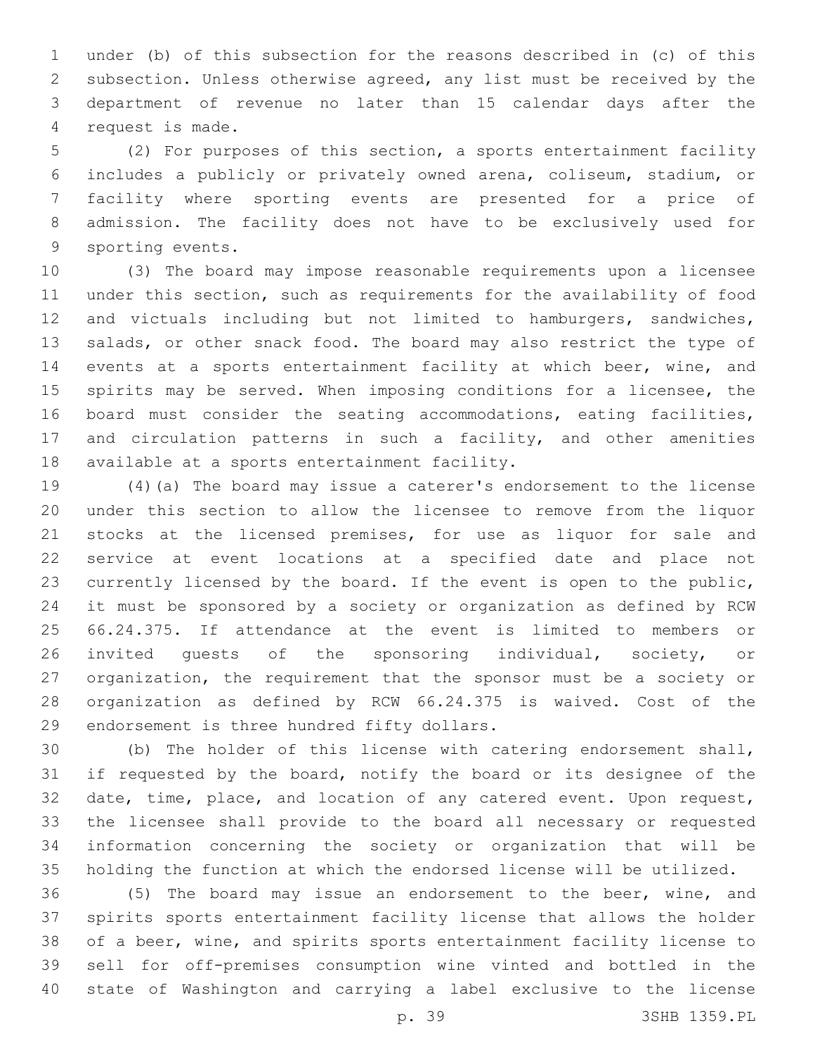under (b) of this subsection for the reasons described in (c) of this subsection. Unless otherwise agreed, any list must be received by the department of revenue no later than 15 calendar days after the request is made.

(2) For purposes of this section, a sports entertainment facility includes a publicly or privately owned arena, coliseum, stadium, or facility where sporting events are presented for a price of admission. The facility does not have to be exclusively used for sporting events.

(3) The board may impose reasonable requirements upon a licensee under this section, such as requirements for the availability of food and victuals including but not limited to hamburgers, sandwiches, salads, or other snack food. The board may also restrict the type of events at a sports entertainment facility at which beer, wine, and spirits may be served. When imposing conditions for a licensee, the board must consider the seating accommodations, eating facilities, and circulation patterns in such a facility, and other amenities available at a sports entertainment facility.

(4)(a) The board may issue a caterer's endorsement to the license under this section to allow the licensee to remove from the liquor stocks at the licensed premises, for use as liquor for sale and service at event locations at a specified date and place not currently licensed by the board. If the event is open to the public, it must be sponsored by a society or organization as defined by RCW 66.24.375. If attendance at the event is limited to members or invited guests of the sponsoring individual, society, or organization, the requirement that the sponsor must be a society or organization as defined by RCW 66.24.375 is waived. Cost of the endorsement is three hundred fifty dollars.

(b) The holder of this license with catering endorsement shall, if requested by the board, notify the board or its designee of the date, time, place, and location of any catered event. Upon request, the licensee shall provide to the board all necessary or requested information concerning the society or organization that will be holding the function at which the endorsed license will be utilized.

(5) The board may issue an endorsement to the beer, wine, and spirits sports entertainment facility license that allows the holder of a beer, wine, and spirits sports entertainment facility license to sell for off-premises consumption wine vinted and bottled in the state of Washington and carrying a label exclusive to the license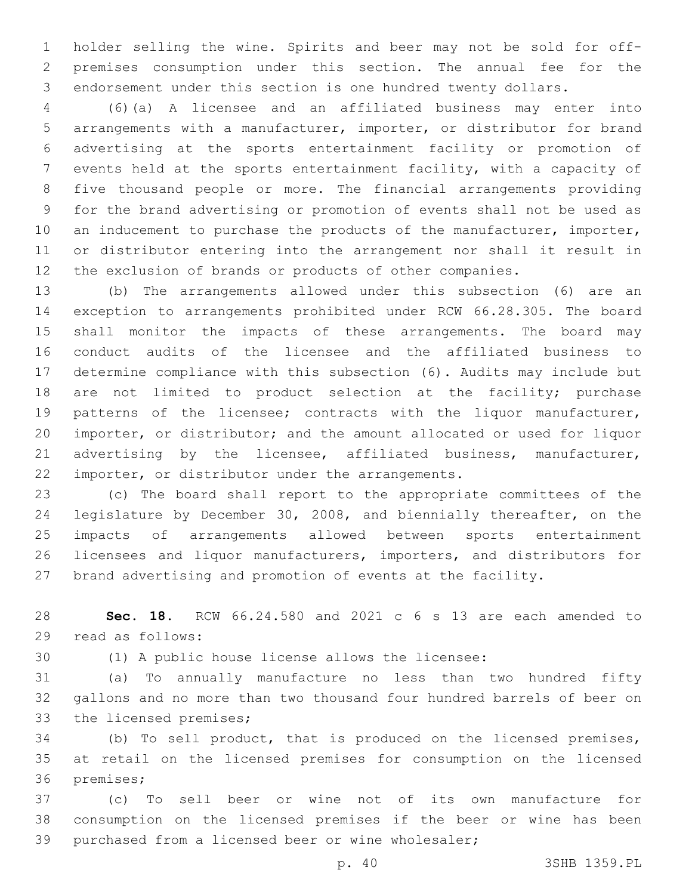holder selling the wine. Spirits and beer may not be sold for off-premises consumption under this section. The annual fee for the endorsement under this section is one hundred twenty dollars.

(6)(a) A licensee and an affiliated business may enter into arrangements with a manufacturer, importer, or distributor for brand advertising at the sports entertainment facility or promotion of events held at the sports entertainment facility, with a capacity of five thousand people or more. The financial arrangements providing for the brand advertising or promotion of events shall not be used as an inducement to purchase the products of the manufacturer, importer, or distributor entering into the arrangement nor shall it result in the exclusion of brands or products of other companies.

(b) The arrangements allowed under this subsection (6) are an exception to arrangements prohibited under RCW 66.28.305. The board shall monitor the impacts of these arrangements. The board may conduct audits of the licensee and the affiliated business to determine compliance with this subsection (6). Audits may include but are not limited to product selection at the facility; purchase patterns of the licensee; contracts with the liquor manufacturer, importer, or distributor; and the amount allocated or used for liquor advertising by the licensee, affiliated business, manufacturer, importer, or distributor under the arrangements.

(c) The board shall report to the appropriate committees of the legislature by December 30, 2008, and biennially thereafter, on the impacts of arrangements allowed between sports entertainment licensees and liquor manufacturers, importers, and distributors for brand advertising and promotion of events at the facility.

**Sec. 18.** RCW 66.24.580 and 2021 c 6 s 13 are each amended to read as follows:

(1) A public house license allows the licensee:

(a) To annually manufacture no less than two hundred fifty gallons and no more than two thousand four hundred barrels of beer on the licensed premises;

(b) To sell product, that is produced on the licensed premises, at retail on the licensed premises for consumption on the licensed premises;

(c) To sell beer or wine not of its own manufacture for consumption on the licensed premises if the beer or wine has been purchased from a licensed beer or wine wholesaler;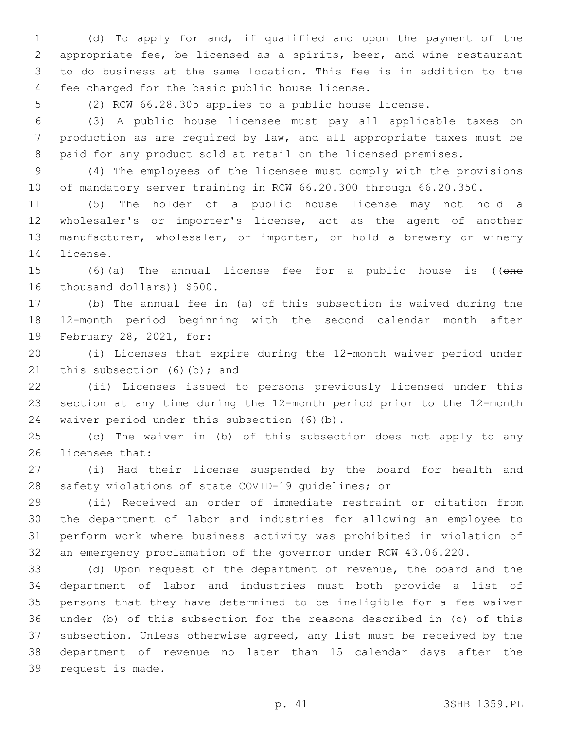(d) To apply for and, if qualified and upon the payment of the appropriate fee, be licensed as a spirits, beer, and wine restaurant to do business at the same location. This fee is in addition to the fee charged for the basic public house license.

(2) RCW 66.28.305 applies to a public house license.

(3) A public house licensee must pay all applicable taxes on production as are required by law, and all appropriate taxes must be paid for any product sold at retail on the licensed premises.

(4) The employees of the licensee must comply with the provisions of mandatory server training in RCW 66.20.300 through 66.20.350.

(5) The holder of a public house license may not hold a wholesaler's or importer's license, act as the agent of another manufacturer, wholesaler, or importer, or hold a brewery or winery license.

(6)(a) The annual license fee for a public house is ((~~one thousand dollars~~)) <u>$500</u>.

(b) The annual fee in (a) of this subsection is waived during the 12-month period beginning with the second calendar month after February 28, 2021, for:

(i) Licenses that expire during the 12-month waiver period under this subsection (6)(b); and

(ii) Licenses issued to persons previously licensed under this section at any time during the 12-month period prior to the 12-month waiver period under this subsection (6)(b).

(c) The waiver in (b) of this subsection does not apply to any licensee that:

(i) Had their license suspended by the board for health and safety violations of state COVID-19 guidelines; or

(ii) Received an order of immediate restraint or citation from the department of labor and industries for allowing an employee to perform work where business activity was prohibited in violation of an emergency proclamation of the governor under RCW 43.06.220.

(d) Upon request of the department of revenue, the board and the department of labor and industries must both provide a list of persons that they have determined to be ineligible for a fee waiver under (b) of this subsection for the reasons described in (c) of this subsection. Unless otherwise agreed, any list must be received by the department of revenue no later than 15 calendar days after the request is made.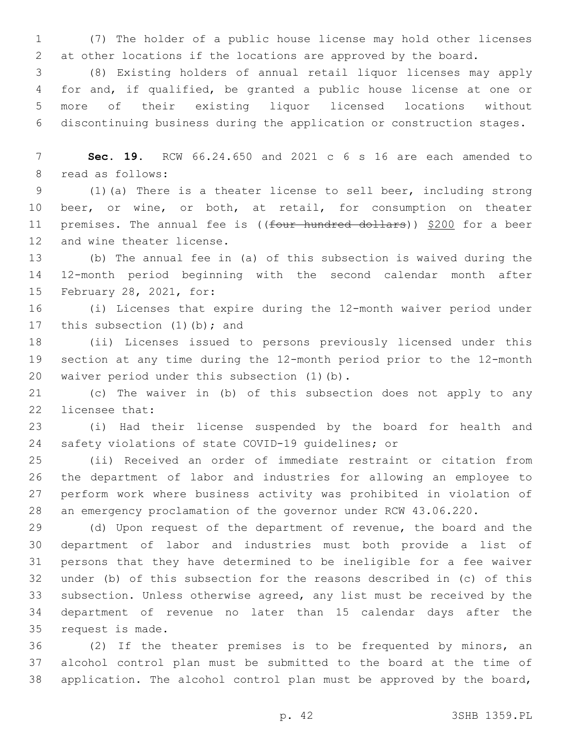(7) The holder of a public house license may hold other licenses at other locations if the locations are approved by the board.

(8) Existing holders of annual retail liquor licenses may apply for and, if qualified, be granted a public house license at one or more of their existing liquor licensed locations without discontinuing business during the application or construction stages.

**Sec. 19.** RCW 66.24.650 and 2021 c 6 s 16 are each amended to read as follows:

(1)(a) There is a theater license to sell beer, including strong beer, or wine, or both, at retail, for consumption on theater premises. The annual fee is ((~~four hundred dollars~~)) $200 for a beer and wine theater license.

(b) The annual fee in (a) of this subsection is waived during the 12-month period beginning with the second calendar month after February 28, 2021, for:

(i) Licenses that expire during the 12-month waiver period under this subsection (1)(b); and

(ii) Licenses issued to persons previously licensed under this section at any time during the 12-month period prior to the 12-month waiver period under this subsection (1)(b).

(c) The waiver in (b) of this subsection does not apply to any licensee that:

(i) Had their license suspended by the board for health and safety violations of state COVID-19 guidelines; or

(ii) Received an order of immediate restraint or citation from the department of labor and industries for allowing an employee to perform work where business activity was prohibited in violation of an emergency proclamation of the governor under RCW 43.06.220.

(d) Upon request of the department of revenue, the board and the department of labor and industries must both provide a list of persons that they have determined to be ineligible for a fee waiver under (b) of this subsection for the reasons described in (c) of this subsection. Unless otherwise agreed, any list must be received by the department of revenue no later than 15 calendar days after the request is made.

(2) If the theater premises is to be frequented by minors, an alcohol control plan must be submitted to the board at the time of application. The alcohol control plan must be approved by the board,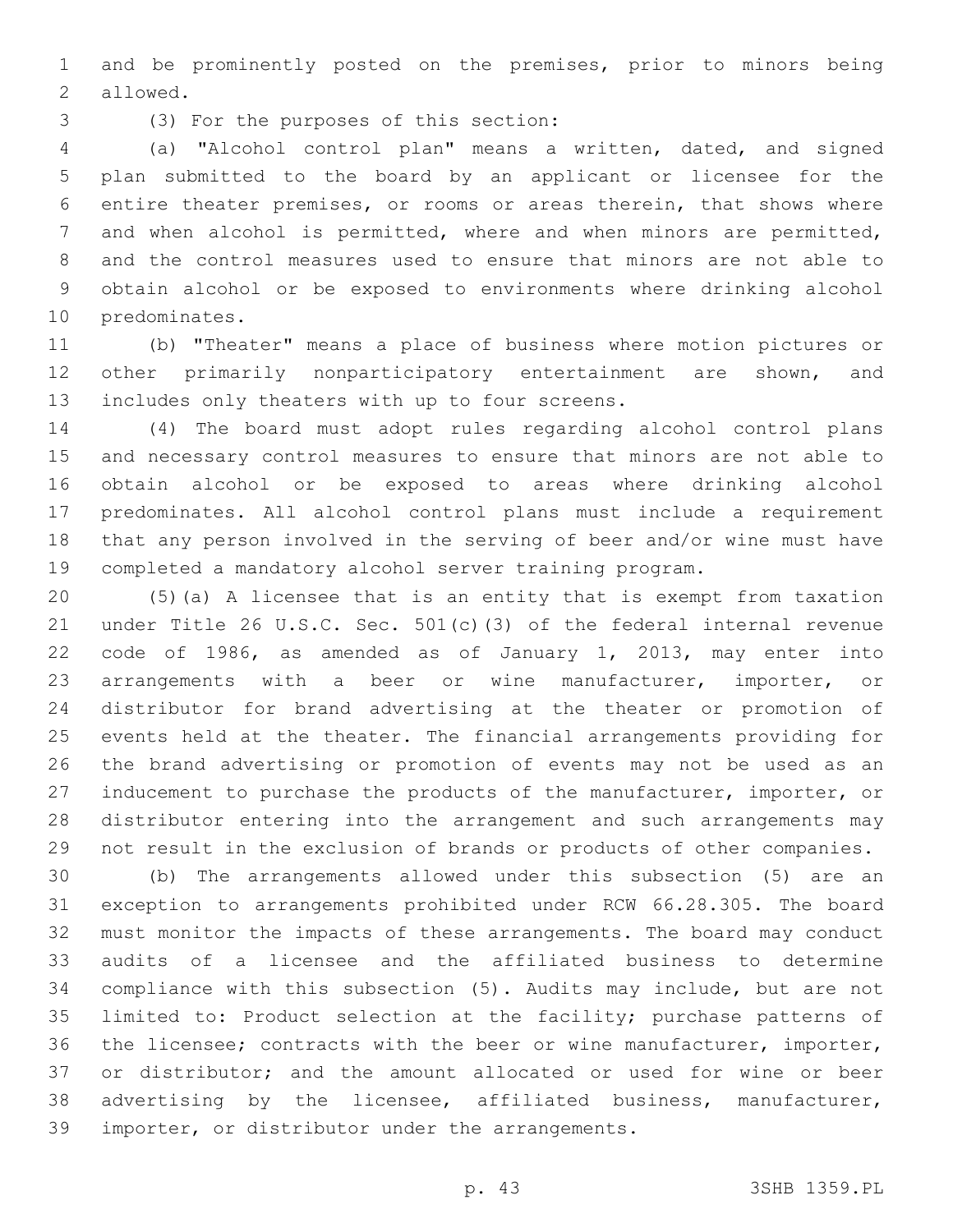and be prominently posted on the premises, prior to minors being allowed.

(3) For the purposes of this section:

(a) "Alcohol control plan" means a written, dated, and signed plan submitted to the board by an applicant or licensee for the entire theater premises, or rooms or areas therein, that shows where and when alcohol is permitted, where and when minors are permitted, and the control measures used to ensure that minors are not able to obtain alcohol or be exposed to environments where drinking alcohol predominates.

(b) "Theater" means a place of business where motion pictures or other primarily nonparticipatory entertainment are shown, and includes only theaters with up to four screens.

(4) The board must adopt rules regarding alcohol control plans and necessary control measures to ensure that minors are not able to obtain alcohol or be exposed to areas where drinking alcohol predominates. All alcohol control plans must include a requirement that any person involved in the serving of beer and/or wine must have completed a mandatory alcohol server training program.

(5)(a) A licensee that is an entity that is exempt from taxation under Title 26 U.S.C. Sec. 501(c)(3) of the federal internal revenue code of 1986, as amended as of January 1, 2013, may enter into arrangements with a beer or wine manufacturer, importer, or distributor for brand advertising at the theater or promotion of events held at the theater. The financial arrangements providing for the brand advertising or promotion of events may not be used as an inducement to purchase the products of the manufacturer, importer, or distributor entering into the arrangement and such arrangements may not result in the exclusion of brands or products of other companies.

(b) The arrangements allowed under this subsection (5) are an exception to arrangements prohibited under RCW 66.28.305. The board must monitor the impacts of these arrangements. The board may conduct audits of a licensee and the affiliated business to determine compliance with this subsection (5). Audits may include, but are not limited to: Product selection at the facility; purchase patterns of the licensee; contracts with the beer or wine manufacturer, importer, or distributor; and the amount allocated or used for wine or beer advertising by the licensee, affiliated business, manufacturer, importer, or distributor under the arrangements.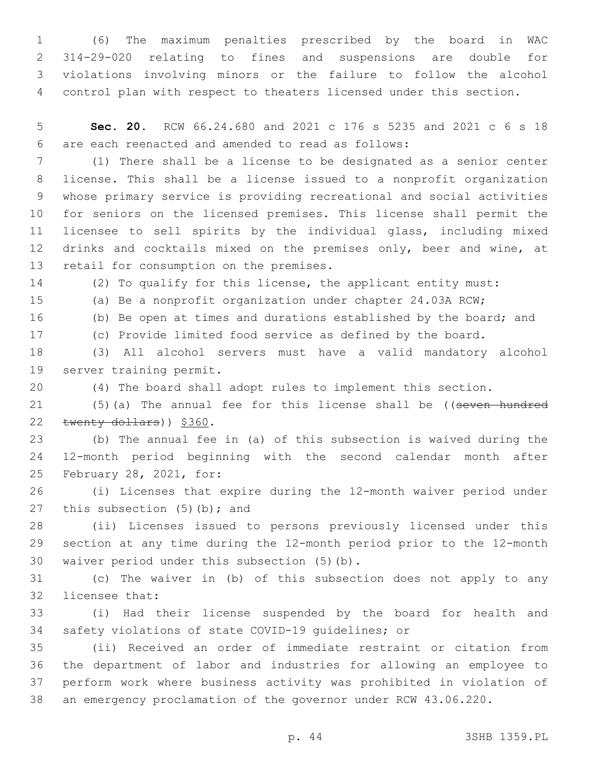(6) The maximum penalties prescribed by the board in WAC 314-29-020 relating to fines and suspensions are double for violations involving minors or the failure to follow the alcohol control plan with respect to theaters licensed under this section.

**Sec. 20.** RCW 66.24.680 and 2021 c 176 s 5235 and 2021 c 6 s 18 are each reenacted and amended to read as follows:

(1) There shall be a license to be designated as a senior center license. This shall be a license issued to a nonprofit organization whose primary service is providing recreational and social activities for seniors on the licensed premises. This license shall permit the licensee to sell spirits by the individual glass, including mixed drinks and cocktails mixed on the premises only, beer and wine, at retail for consumption on the premises.

(2) To qualify for this license, the applicant entity must:

(a) Be a nonprofit organization under chapter 24.03A RCW;

(b) Be open at times and durations established by the board; and

(c) Provide limited food service as defined by the board.

(3) All alcohol servers must have a valid mandatory alcohol server training permit.

(4) The board shall adopt rules to implement this section.

(5)(a) The annual fee for this license shall be ((~~seven hundred twenty dollars~~)) <u>$360</u>.

(b) The annual fee in (a) of this subsection is waived during the 12-month period beginning with the second calendar month after February 28, 2021, for:

(i) Licenses that expire during the 12-month waiver period under this subsection (5)(b); and

(ii) Licenses issued to persons previously licensed under this section at any time during the 12-month period prior to the 12-month waiver period under this subsection (5)(b).

(c) The waiver in (b) of this subsection does not apply to any licensee that:

(i) Had their license suspended by the board for health and safety violations of state COVID-19 guidelines; or

(ii) Received an order of immediate restraint or citation from the department of labor and industries for allowing an employee to perform work where business activity was prohibited in violation of an emergency proclamation of the governor under RCW 43.06.220.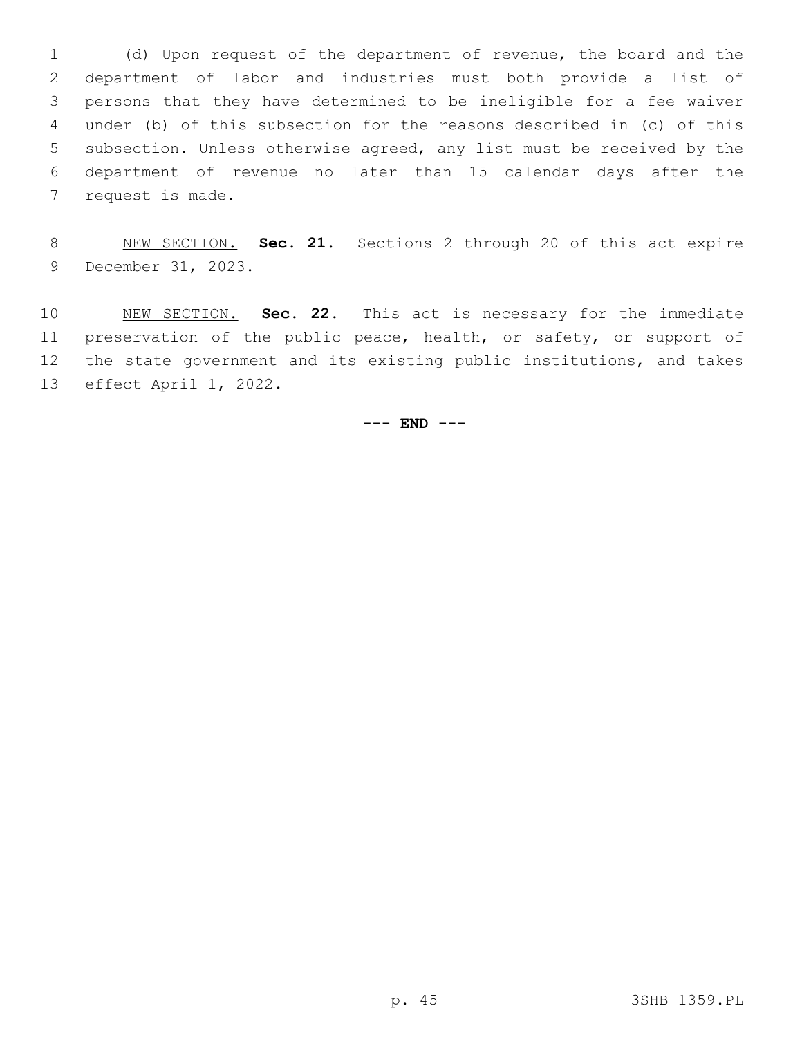(d) Upon request of the department of revenue, the board and the department of labor and industries must both provide a list of persons that they have determined to be ineligible for a fee waiver under (b) of this subsection for the reasons described in (c) of this subsection. Unless otherwise agreed, any list must be received by the department of revenue no later than 15 calendar days after the request is made.

NEW SECTION. **Sec. 21.** Sections 2 through 20 of this act expire December 31, 2023.

NEW SECTION. **Sec. 22.** This act is necessary for the immediate preservation of the public peace, health, or safety, or support of the state government and its existing public institutions, and takes effect April 1, 2022.

**--- END ---**